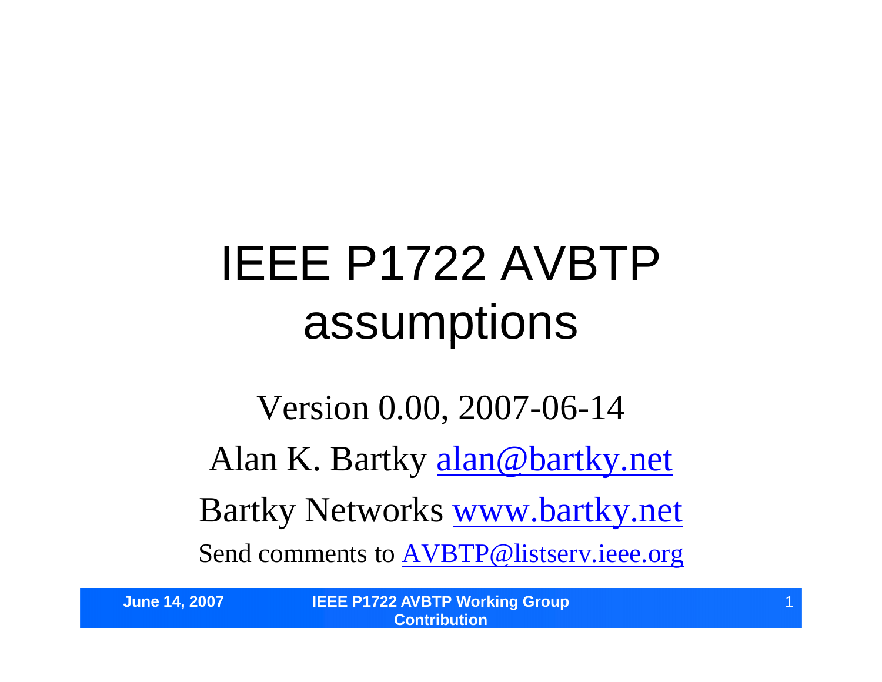# IEEE P1722 AVBTP assumptions

Version 0.00, 2007-06-14

Alan K. Bartky alan@bartky.net

Bartky Networks www.bartky.net

Send comments to AVBTP@listserv.ieee.org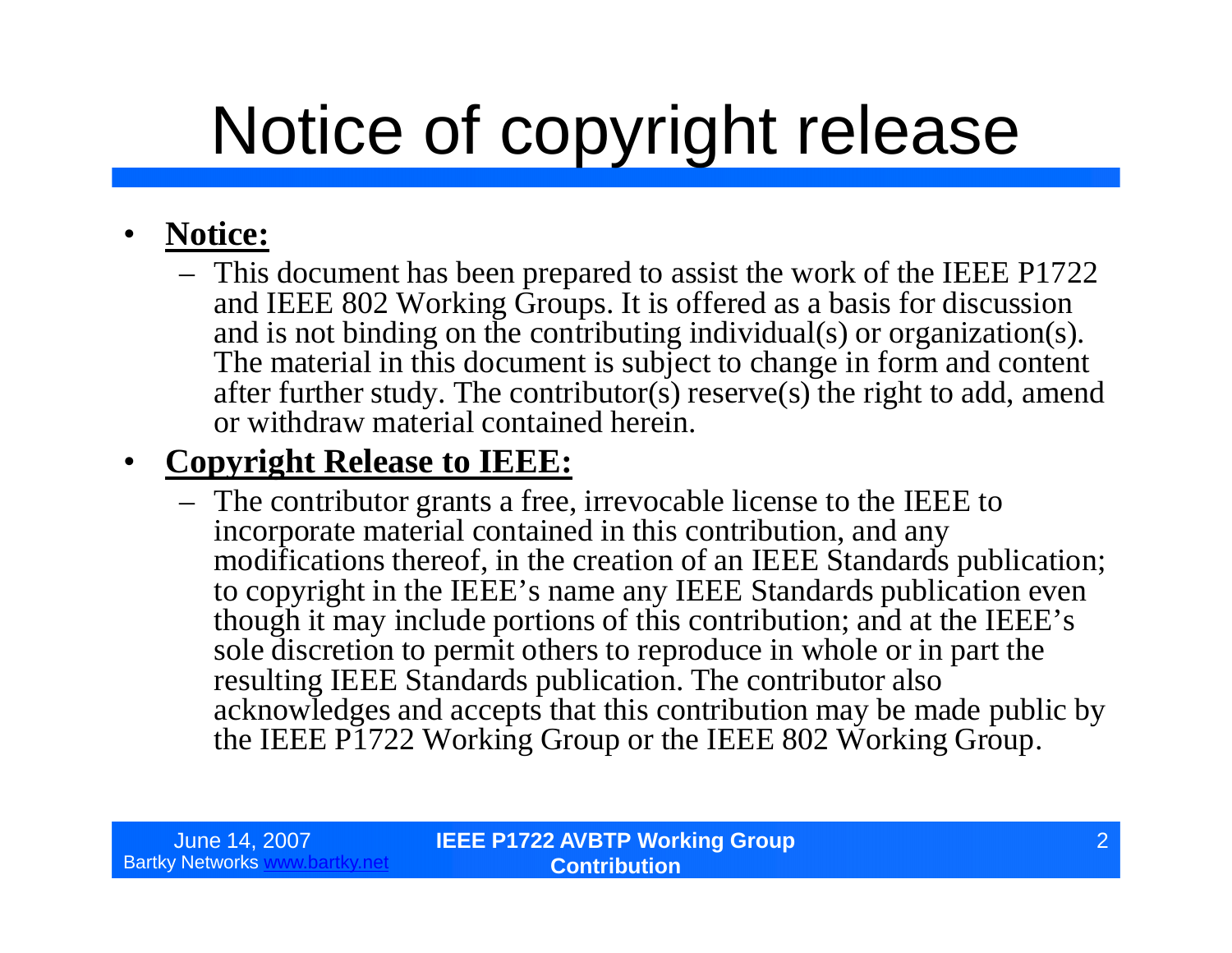# Notice of copyright release

- **Notice:**
  - This document has been prepared to assist the work of the IEEE P1722 and IEEE 802 Working Groups. It is offered as a basis for discussion and is not binding on the contributing individual(s) or organization(s). The material in this document is subject to change in form and content after further study. The contributor(s) reserve(s) the right to add, amend or withdraw material contained herein.
- **Copyright Release to IEEE:**
  - The contributor grants a free, irrevocable license to the IEEE to incorporate material contained in this contribution, and any modifications thereof, in the creation of an IEEE Standards publication; to copyright in the IEEE's name any IEEE Standards publication even though it may include portions of this contribution; and at the IEEE's sole discretion to permit others to reproduce in whole or in part the resulting IEEE Standards publication. The contributor also acknowledges and accepts that this contribution may be made public by the IEEE P1722 Working Group or the IEEE 802 Working Group.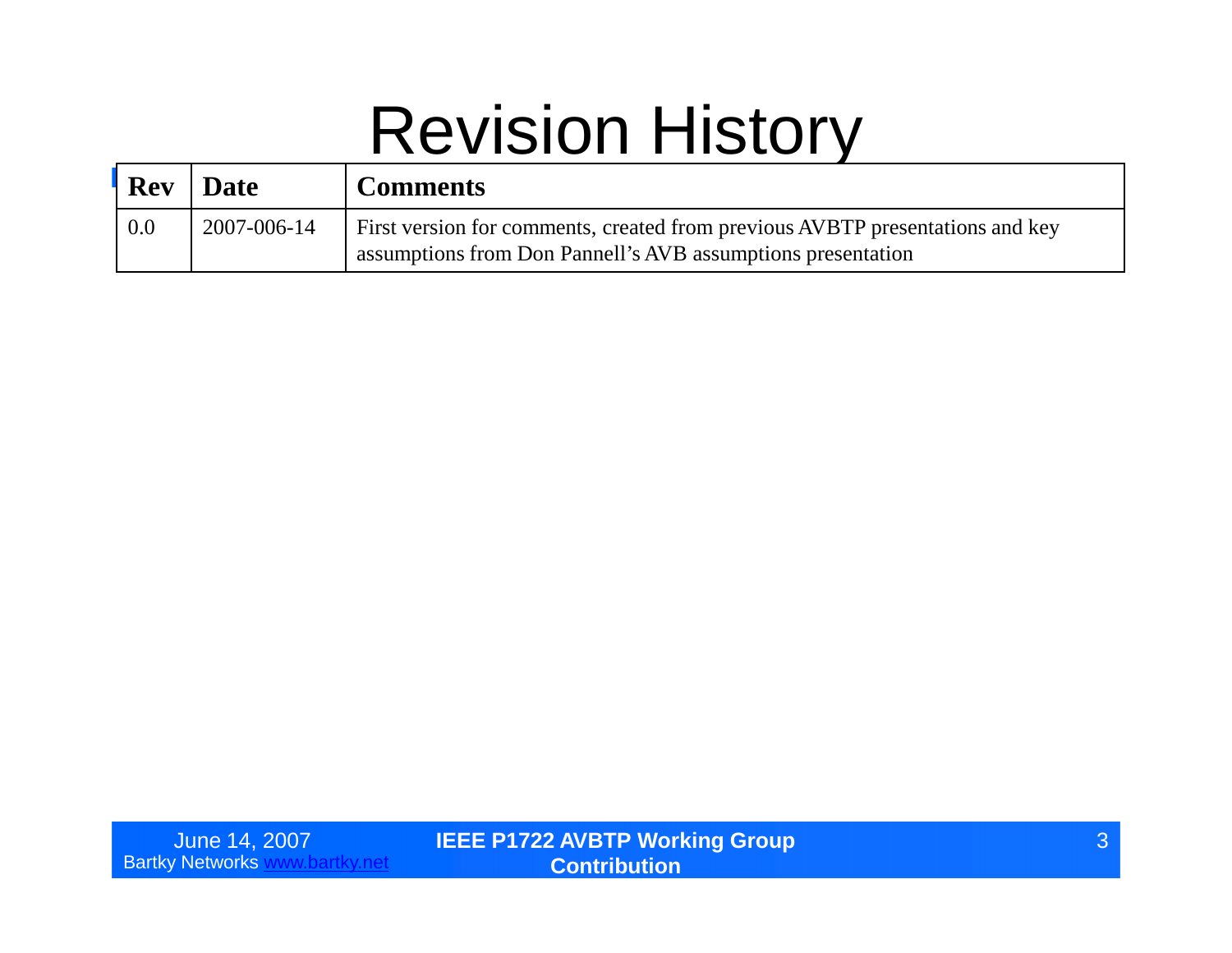# Revision History

| Rev | Date | Comments |
|---|---|---|
| 0.0 | 2007-006-14 | First version for comments, created from previous AVBTP presentations and key assumptions from Don Pannell's AVB assumptions presentation |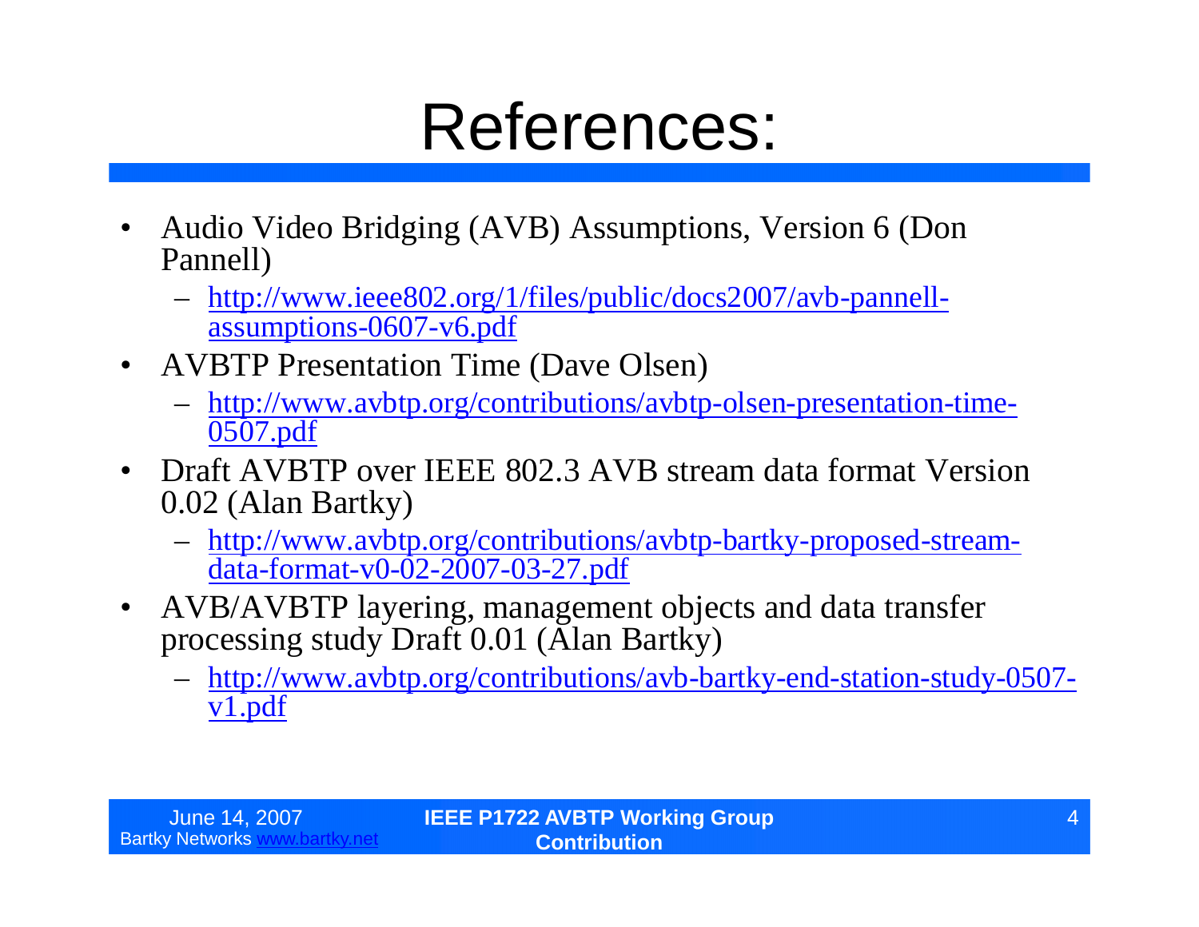# References:

- Audio Video Bridging (AVB) Assumptions, Version 6 (Don Pannell)
  - http://www.ieee802.org/1/files/public/docs2007/avb-pannell-assumptions-0607-v6.pdf
- AVBTP Presentation Time (Dave Olsen)
  - http://www.avbtp.org/contributions/avbtp-olsen-presentation-time-0507.pdf
- Draft AVBTP over IEEE 802.3 AVB stream data format Version 0.02 (Alan Bartky)
  - http://www.avbtp.org/contributions/avbtp-bartky-proposed-stream-data-format-v0-02-2007-03-27.pdf
- AVB/AVBTP layering, management objects and data transfer processing study Draft 0.01 (Alan Bartky)
  - http://www.avbtp.org/contributions/avb-bartky-end-station-study-0507-v1.pdf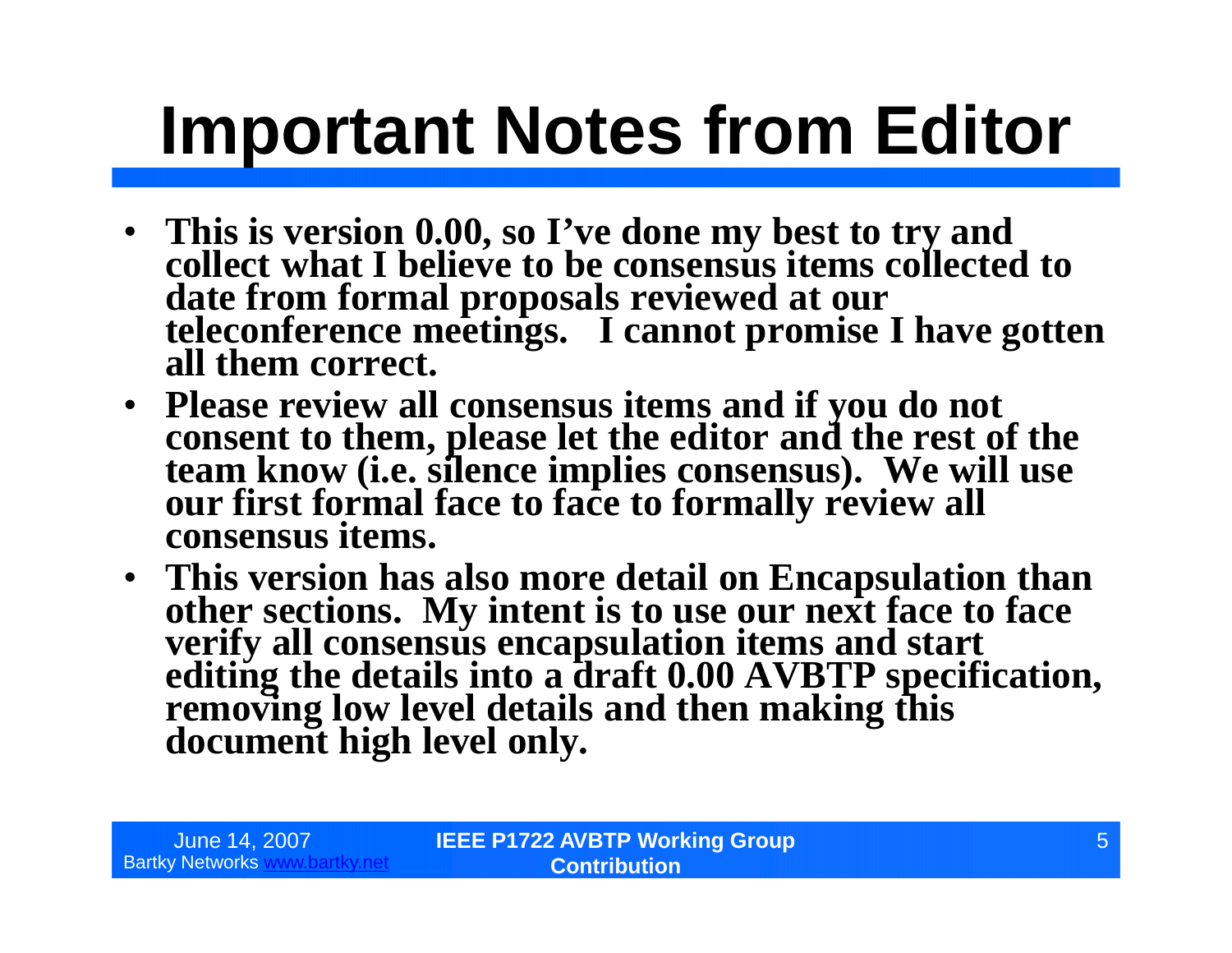# Important Notes from Editor

- **This is version 0.00, so I've done my best to try and collect what I believe to be consensus items collected to date from formal proposals reviewed at our teleconference meetings. I cannot promise I have gotten all them correct.**
- **Please review all consensus items and if you do not consent to them, please let the editor and the rest of the team know (i.e. silence implies consensus). We will use our first formal face to face to formally review all consensus items.**
- **This version has also more detail on Encapsulation than other sections. My intent is to use our next face to face verify all consensus encapsulation items and start editing the details into a draft 0.00 AVBTP specification, removing low level details and then making this document high level only.**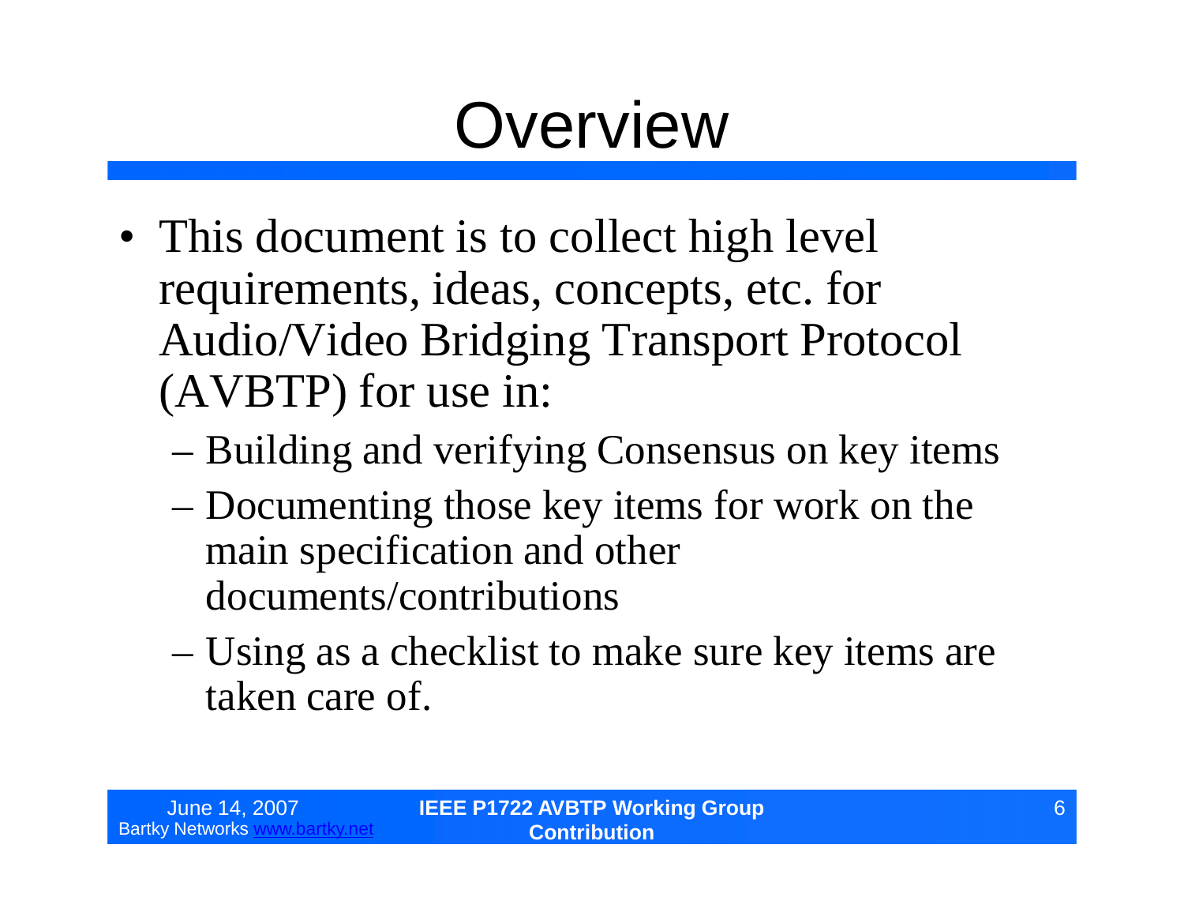# Overview

- This document is to collect high level requirements, ideas, concepts, etc. for Audio/Video Bridging Transport Protocol (AVBTP) for use in:
  - Building and verifying Consensus on key items
  - Documenting those key items for work on the main specification and other documents/contributions
  - Using as a checklist to make sure key items are taken care of.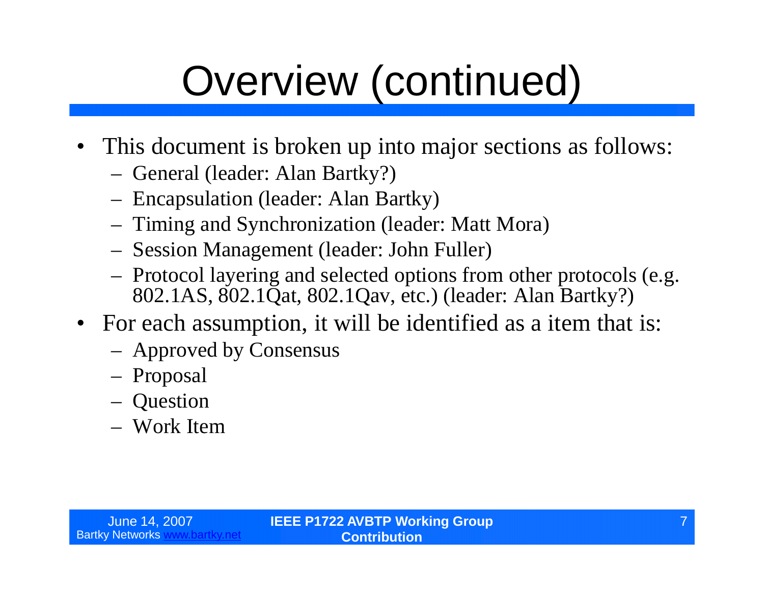# Overview (continued)

- This document is broken up into major sections as follows:
  - General (leader: Alan Bartky?)
  - Encapsulation (leader: Alan Bartky)
  - Timing and Synchronization (leader: Matt Mora)
  - Session Management (leader: John Fuller)
  - Protocol layering and selected options from other protocols (e.g. 802.1AS, 802.1Qat, 802.1Qav, etc.) (leader: Alan Bartky?)
- For each assumption, it will be identified as a item that is:
  - Approved by Consensus
  - Proposal
  - Question
  - Work Item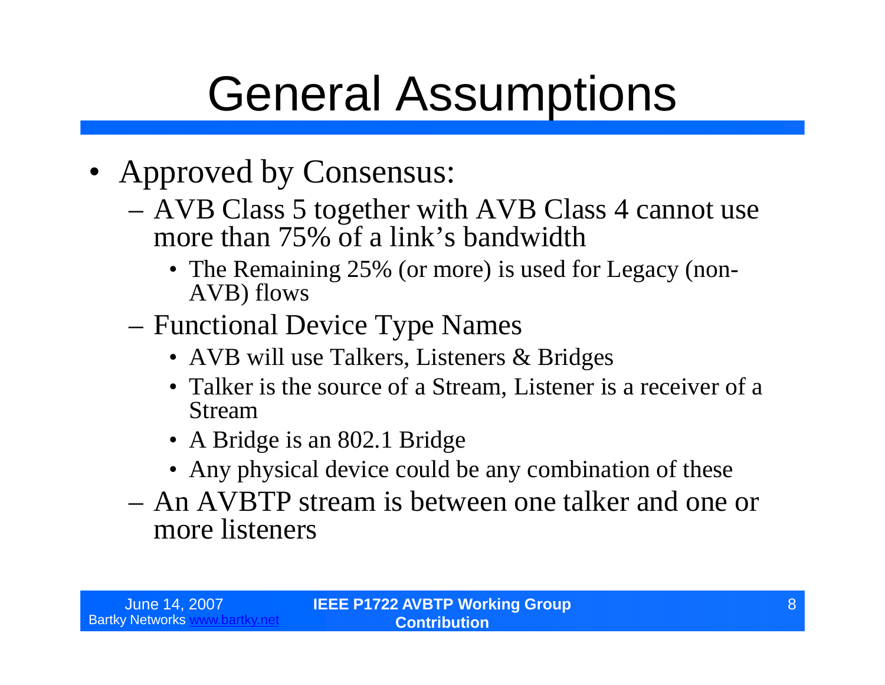# General Assumptions

- Approved by Consensus:
  - AVB Class 5 together with AVB Class 4 cannot use more than 75% of a link's bandwidth
    - The Remaining 25% (or more) is used for Legacy (non-AVB) flows
  - Functional Device Type Names
    - AVB will use Talkers, Listeners & Bridges
    - Talker is the source of a Stream, Listener is a receiver of a Stream
    - A Bridge is an 802.1 Bridge
    - Any physical device could be any combination of these
  - An AVBTP stream is between one talker and one or more listeners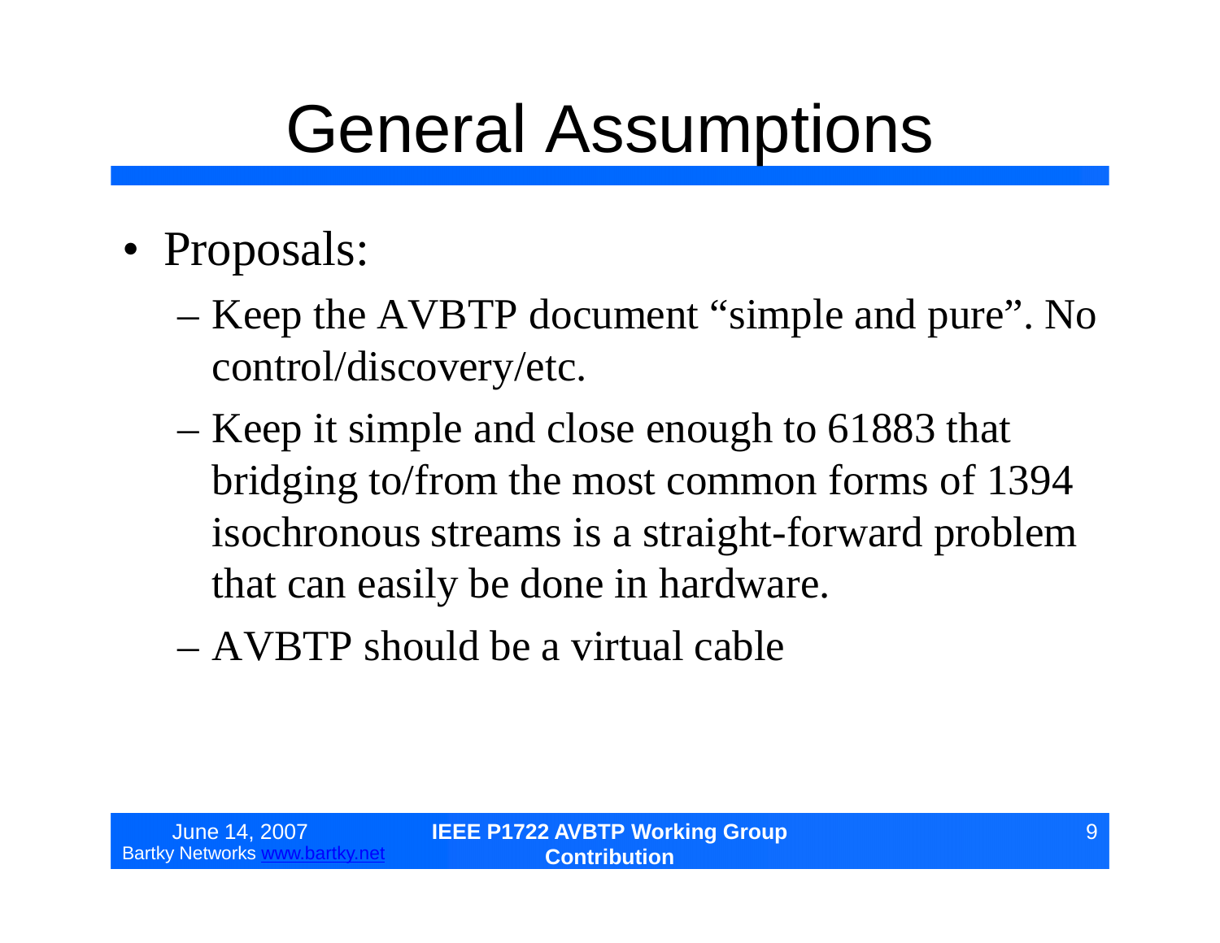# General Assumptions

- Proposals:
  - Keep the AVBTP document “simple and pure”. No control/discovery/etc.
  - Keep it simple and close enough to 61883 that bridging to/from the most common forms of 1394 isochronous streams is a straight-forward problem that can easily be done in hardware.
  - AVBTP should be a virtual cable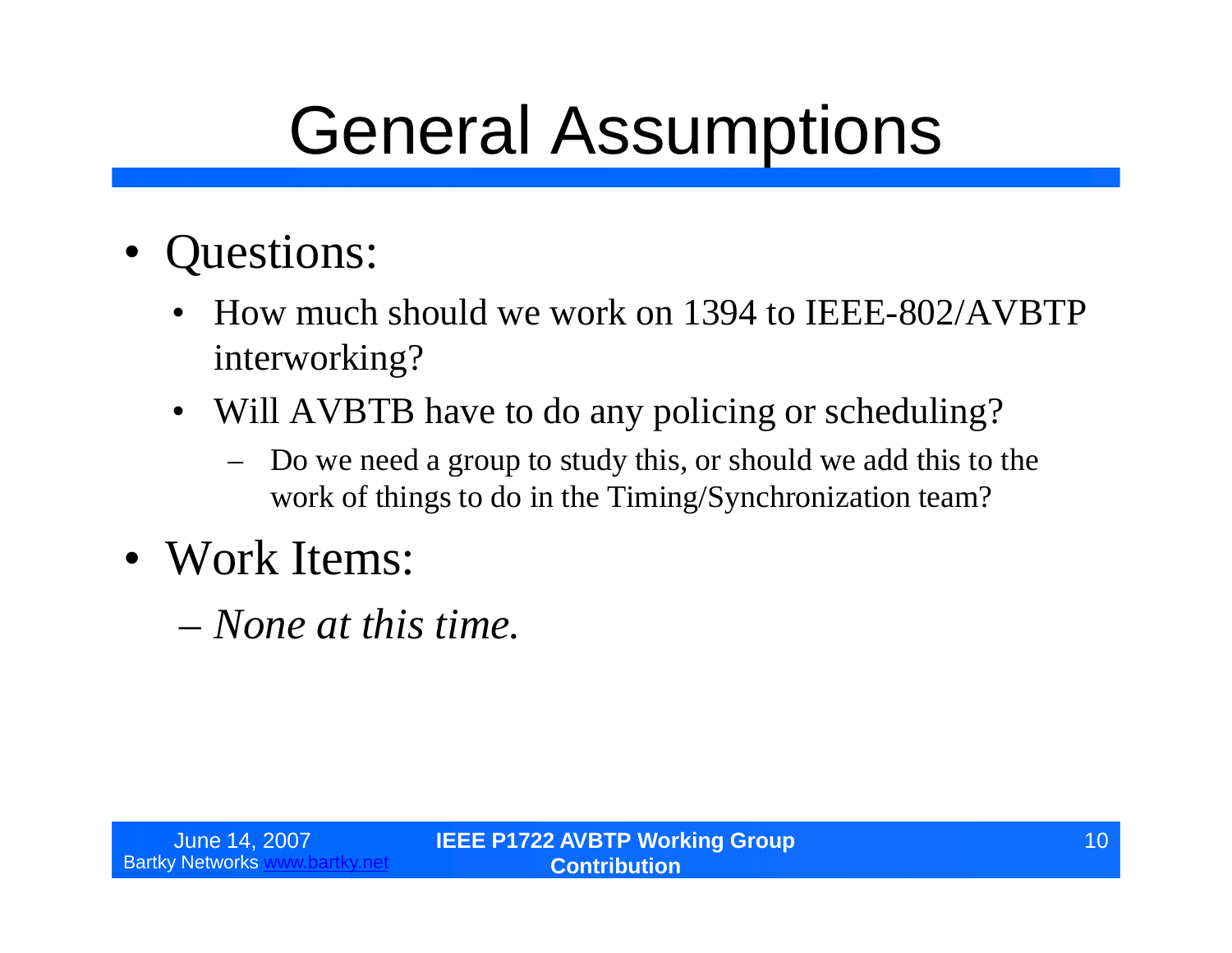# General Assumptions

- Questions:
  - How much should we work on 1394 to IEEE-802/AVBTP interworking?
  - Will AVBTB have to do any policing or scheduling?
    - Do we need a group to study this, or should we add this to the work of things to do in the Timing/Synchronization team?
- Work Items:
  - *None at this time.*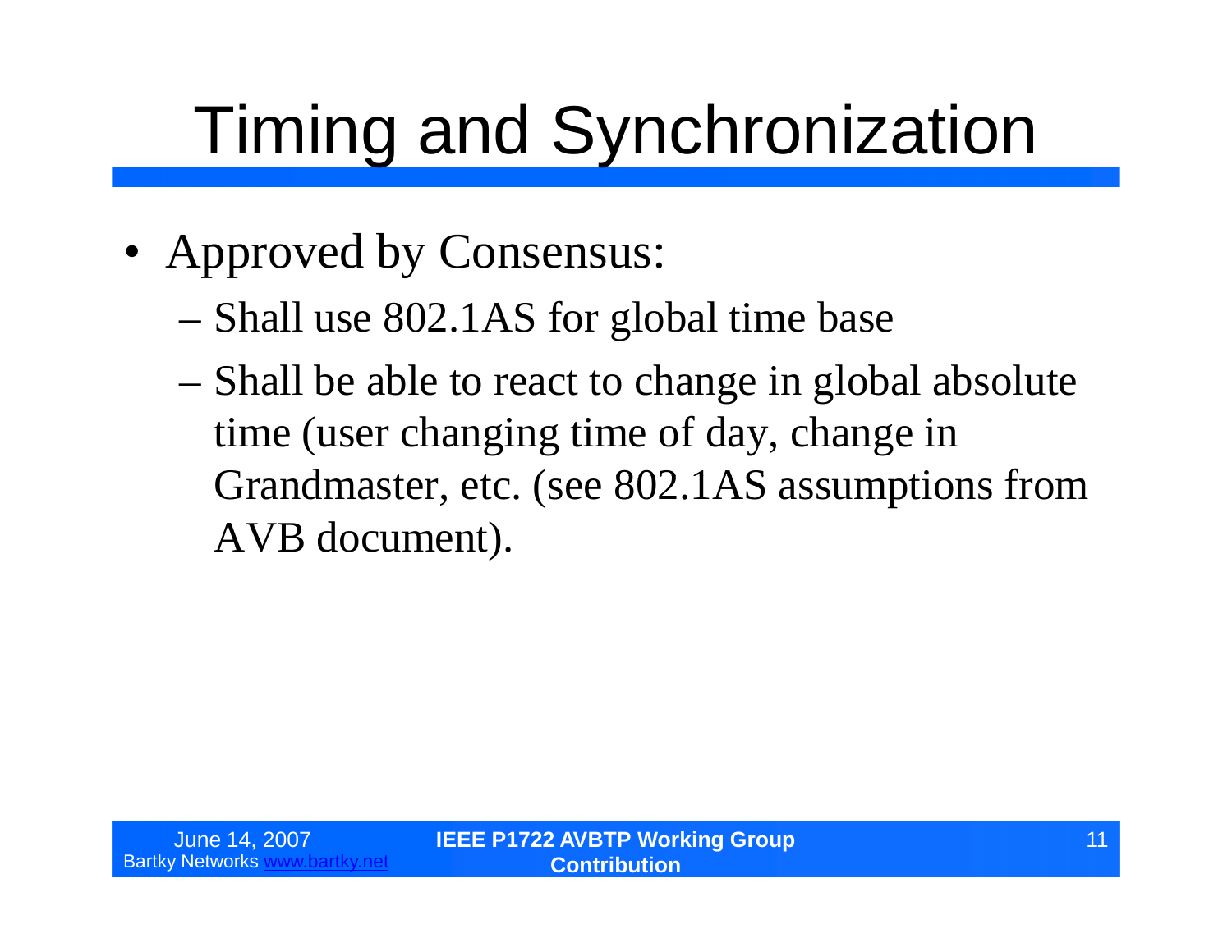# Timing and Synchronization

- Approved by Consensus:
  - Shall use 802.1AS for global time base
  - Shall be able to react to change in global absolute time (user changing time of day, change in Grandmaster, etc. (see 802.1AS assumptions from AVB document).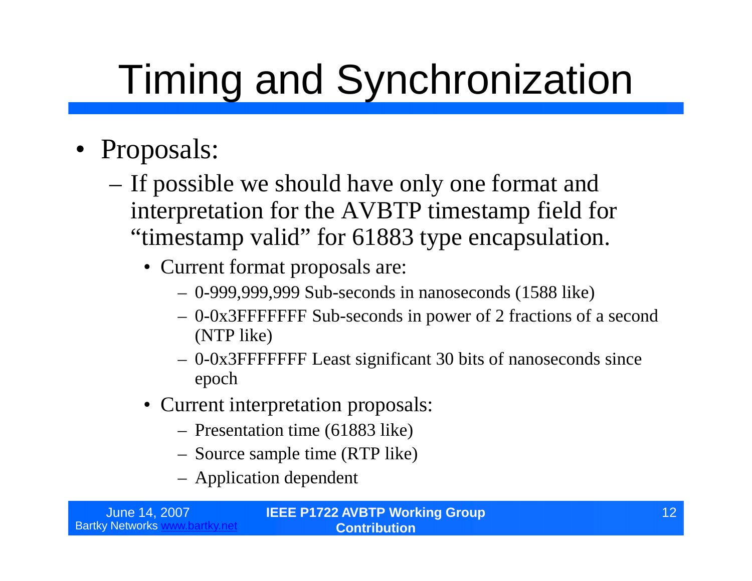# Timing and Synchronization

- Proposals:
  - If possible we should have only one format and interpretation for the AVBTP timestamp field for "timestamp valid" for 61883 type encapsulation.
    - Current format proposals are:
      - 0-999,999,999 Sub-seconds in nanoseconds (1588 like)
      - 0-0x3FFFFFFF Sub-seconds in power of 2 fractions of a second (NTP like)
      - 0-0x3FFFFFFF Least significant 30 bits of nanoseconds since epoch
    - Current interpretation proposals:
      - Presentation time (61883 like)
      - Source sample time (RTP like)
      - Application dependent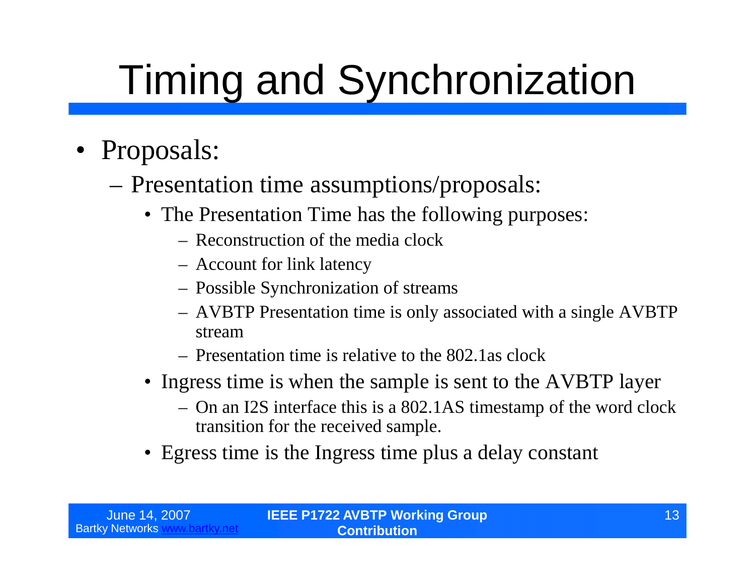# Timing and Synchronization

- Proposals:
  - Presentation time assumptions/proposals:
    - The Presentation Time has the following purposes:
      - Reconstruction of the media clock
      - Account for link latency
      - Possible Synchronization of streams
      - AVBTP Presentation time is only associated with a single AVBTP stream
      - Presentation time is relative to the 802.1as clock
    - Ingress time is when the sample is sent to the AVBTP layer
      - On an I2S interface this is a 802.1AS timestamp of the word clock transition for the received sample.
    - Egress time is the Ingress time plus a delay constant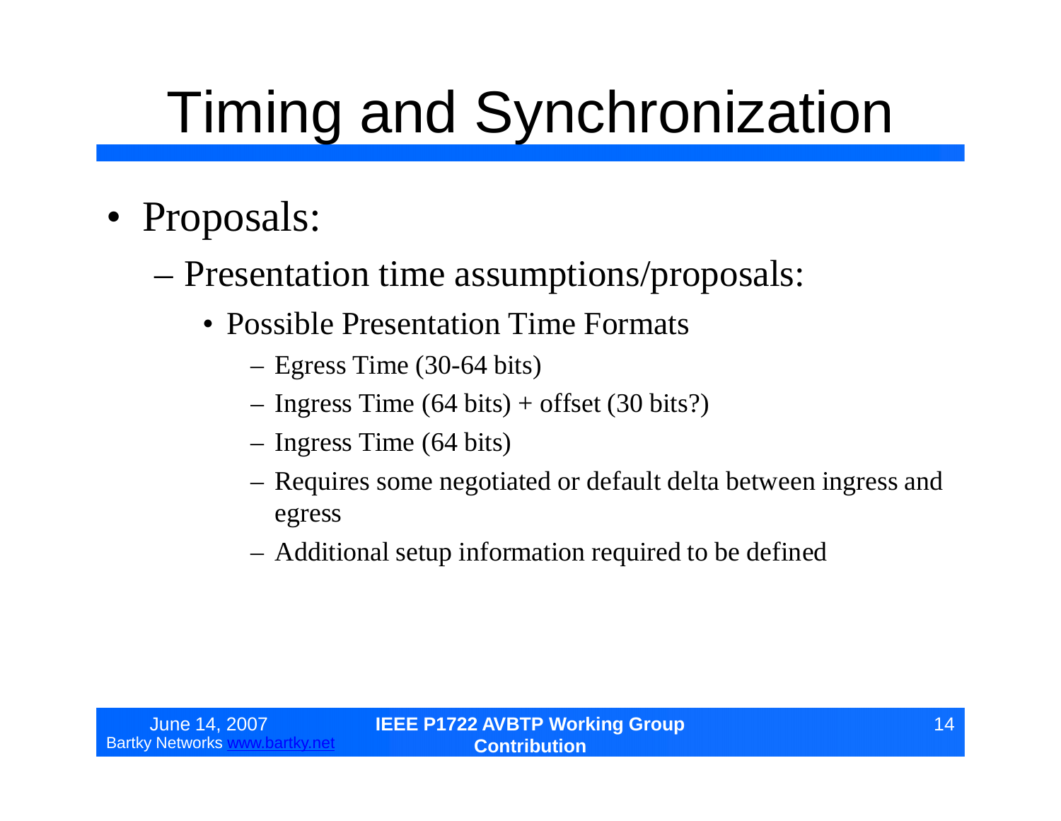# Timing and Synchronization

- Proposals:
  - Presentation time assumptions/proposals:
    - Possible Presentation Time Formats
      - Egress Time (30-64 bits)
      - Ingress Time (64 bits) + offset (30 bits?)
      - Ingress Time (64 bits)
      - Requires some negotiated or default delta between ingress and egress
      - Additional setup information required to be defined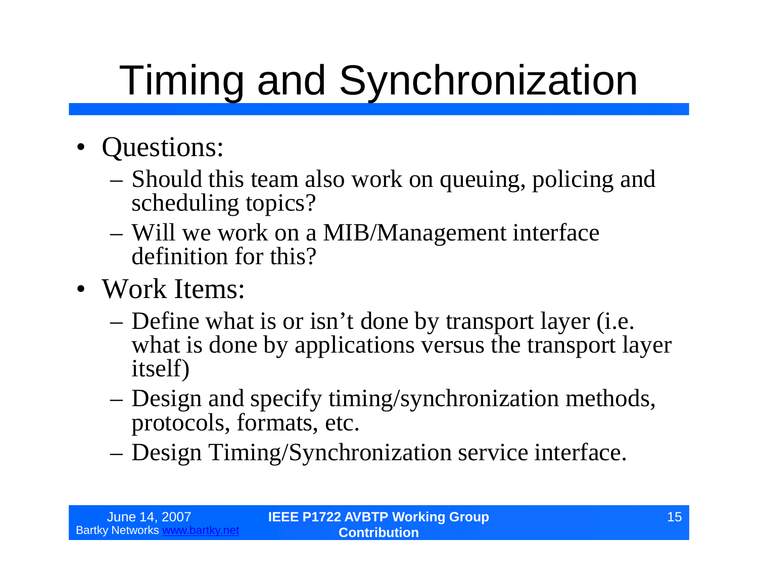# Timing and Synchronization

- Questions:
  - Should this team also work on queuing, policing and scheduling topics?
  - Will we work on a MIB/Management interface definition for this?
- Work Items:
  - Define what is or isn't done by transport layer (i.e. what is done by applications versus the transport layer itself)
  - Design and specify timing/synchronization methods, protocols, formats, etc.
  - Design Timing/Synchronization service interface.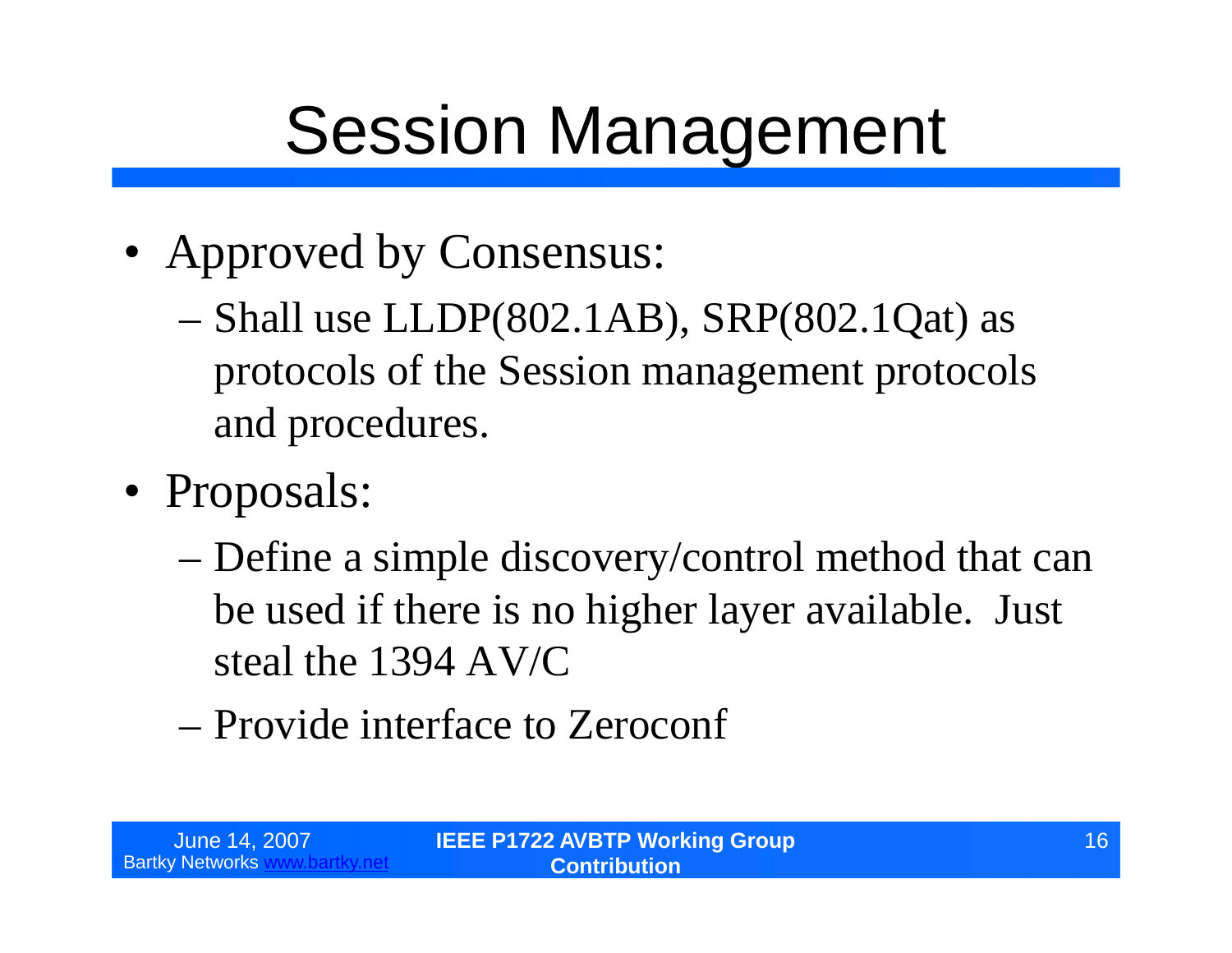# Session Management

- Approved by Consensus:
  - Shall use LLDP(802.1AB), SRP(802.1Qat) as protocols of the Session management protocols and procedures.
- Proposals:
  - Define a simple discovery/control method that can be used if there is no higher layer available. Just steal the 1394 AV/C
  - Provide interface to Zeroconf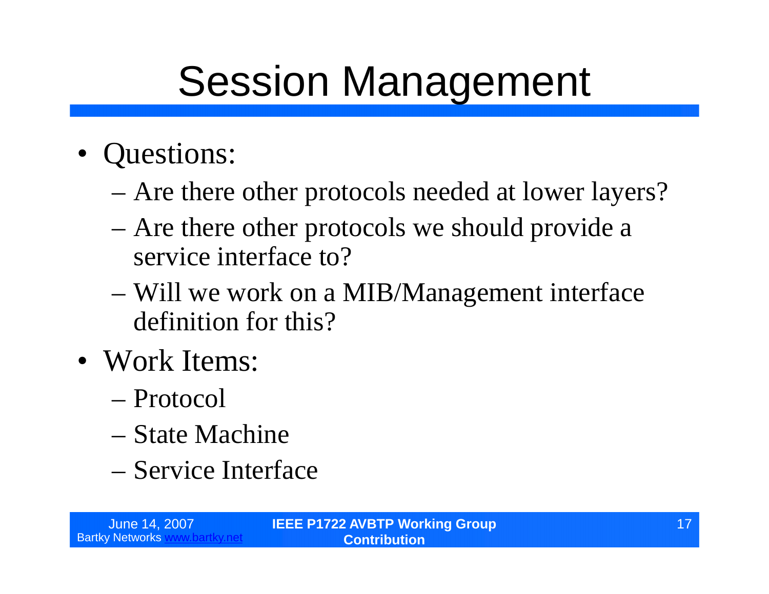# Session Management

- Questions:
  - Are there other protocols needed at lower layers?
  - Are there other protocols we should provide a service interface to?
  - Will we work on a MIB/Management interface definition for this?
- Work Items:
  - Protocol
  - State Machine
  - Service Interface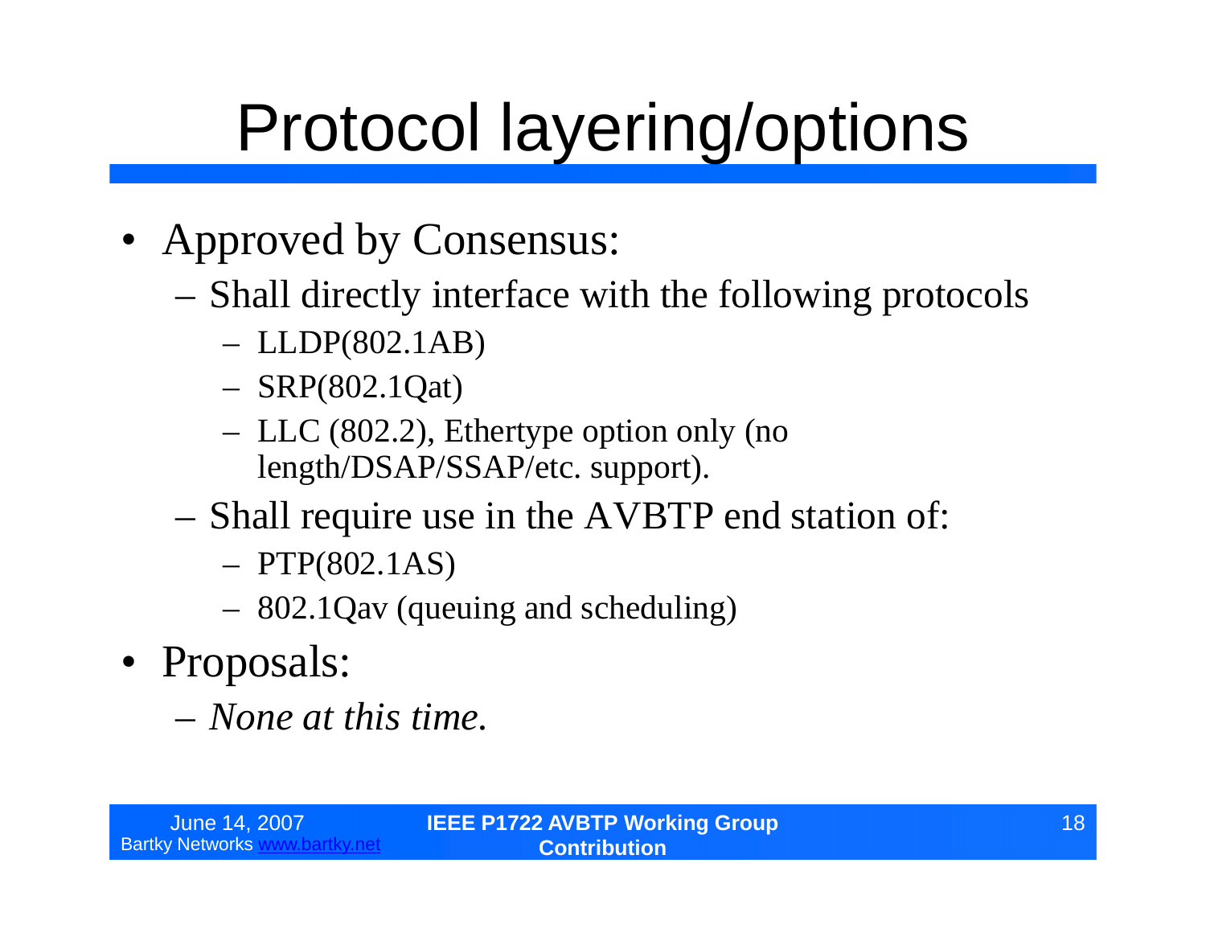# Protocol layering/options

- Approved by Consensus:
  - Shall directly interface with the following protocols
    - LLDP(802.1AB)
    - SRP(802.1Qat)
    - LLC (802.2), Ethertype option only (no length/DSAP/SSAP/etc. support).
  - Shall require use in the AVBTP end station of:
    - PTP(802.1AS)
    - 802.1Qav (queuing and scheduling)
- Proposals:
  - *None at this time.*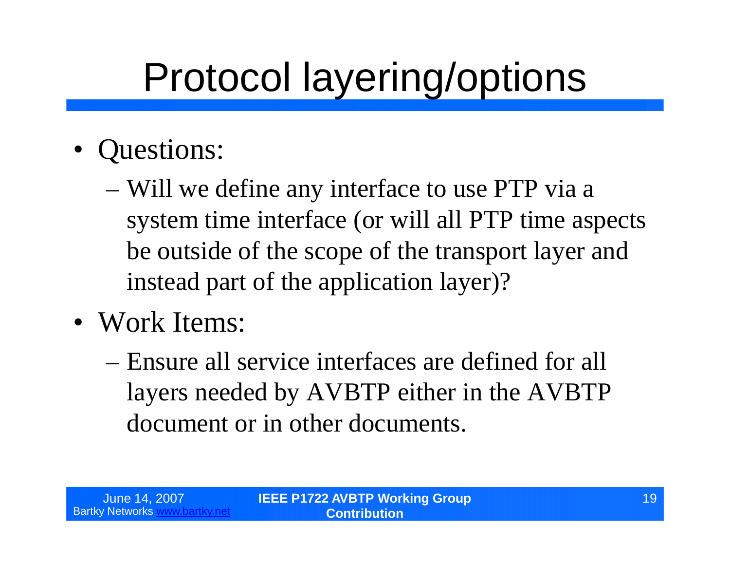# Protocol layering/options

- Questions:
  - Will we define any interface to use PTP via a system time interface (or will all PTP time aspects be outside of the scope of the transport layer and instead part of the application layer)?
- Work Items:
  - Ensure all service interfaces are defined for all layers needed by AVBTP either in the AVBTP document or in other documents.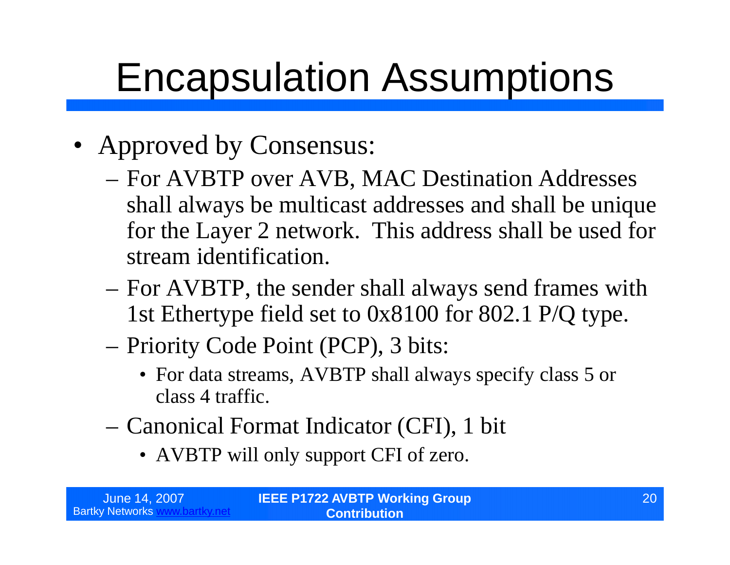# Encapsulation Assumptions

- Approved by Consensus:
  - For AVBTP over AVB, MAC Destination Addresses shall always be multicast addresses and shall be unique for the Layer 2 network. This address shall be used for stream identification.
  - For AVBTP, the sender shall always send frames with 1st Ethertype field set to 0x8100 for 802.1 P/Q type.
  - Priority Code Point (PCP), 3 bits:
    - For data streams, AVBTP shall always specify class 5 or class 4 traffic.
  - Canonical Format Indicator (CFI), 1 bit
    - AVBTP will only support CFI of zero.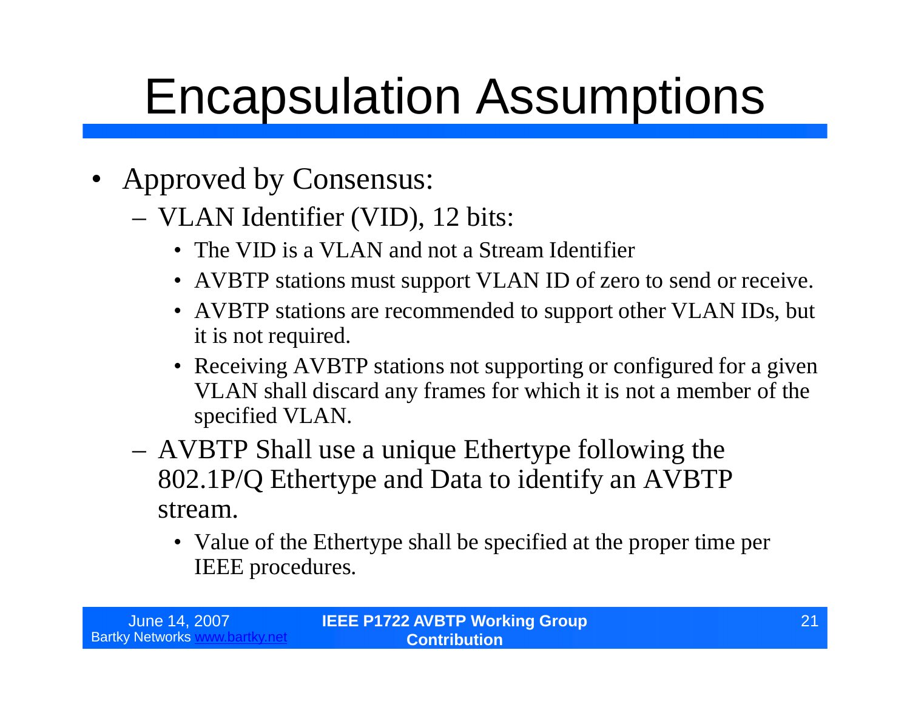# Encapsulation Assumptions

- Approved by Consensus:
  - VLAN Identifier (VID), 12 bits:
    - The VID is a VLAN and not a Stream Identifier
    - AVBTP stations must support VLAN ID of zero to send or receive.
    - AVBTP stations are recommended to support other VLAN IDs, but it is not required.
    - Receiving AVBTP stations not supporting or configured for a given VLAN shall discard any frames for which it is not a member of the specified VLAN.
  - AVBTP Shall use a unique Ethertype following the 802.1P/Q Ethertype and Data to identify an AVBTP stream.
    - Value of the Ethertype shall be specified at the proper time per IEEE procedures.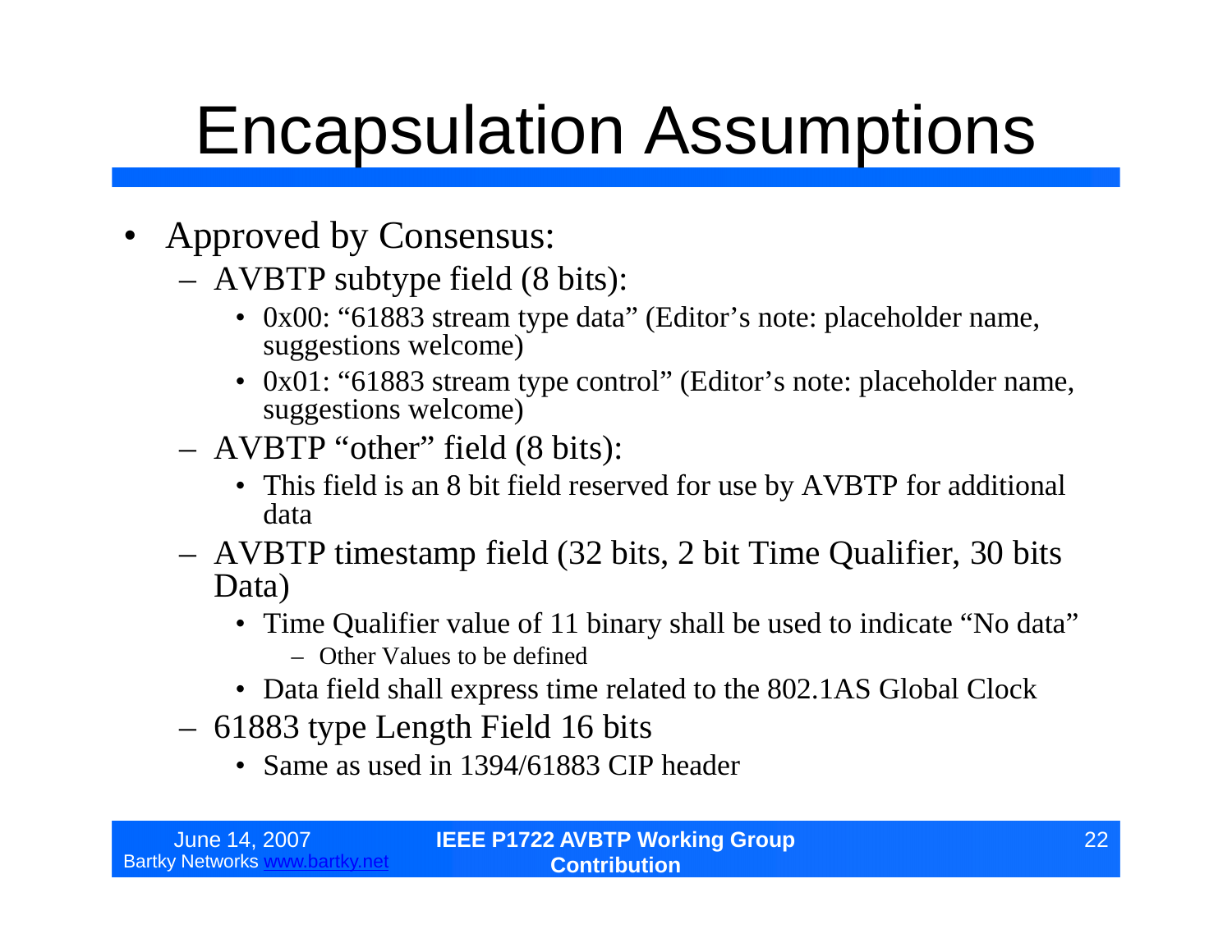# Encapsulation Assumptions

- Approved by Consensus:
  - AVBTP subtype field (8 bits):
    - 0x00: "61883 stream type data" (Editor's note: placeholder name, suggestions welcome)
    - 0x01: "61883 stream type control" (Editor's note: placeholder name, suggestions welcome)
  - AVBTP "other" field (8 bits):
    - This field is an 8 bit field reserved for use by AVBTP for additional data
  - AVBTP timestamp field (32 bits, 2 bit Time Qualifier, 30 bits Data)
    - Time Qualifier value of 11 binary shall be used to indicate "No data"
      - Other Values to be defined
    - Data field shall express time related to the 802.1AS Global Clock
  - 61883 type Length Field 16 bits
    - Same as used in 1394/61883 CIP header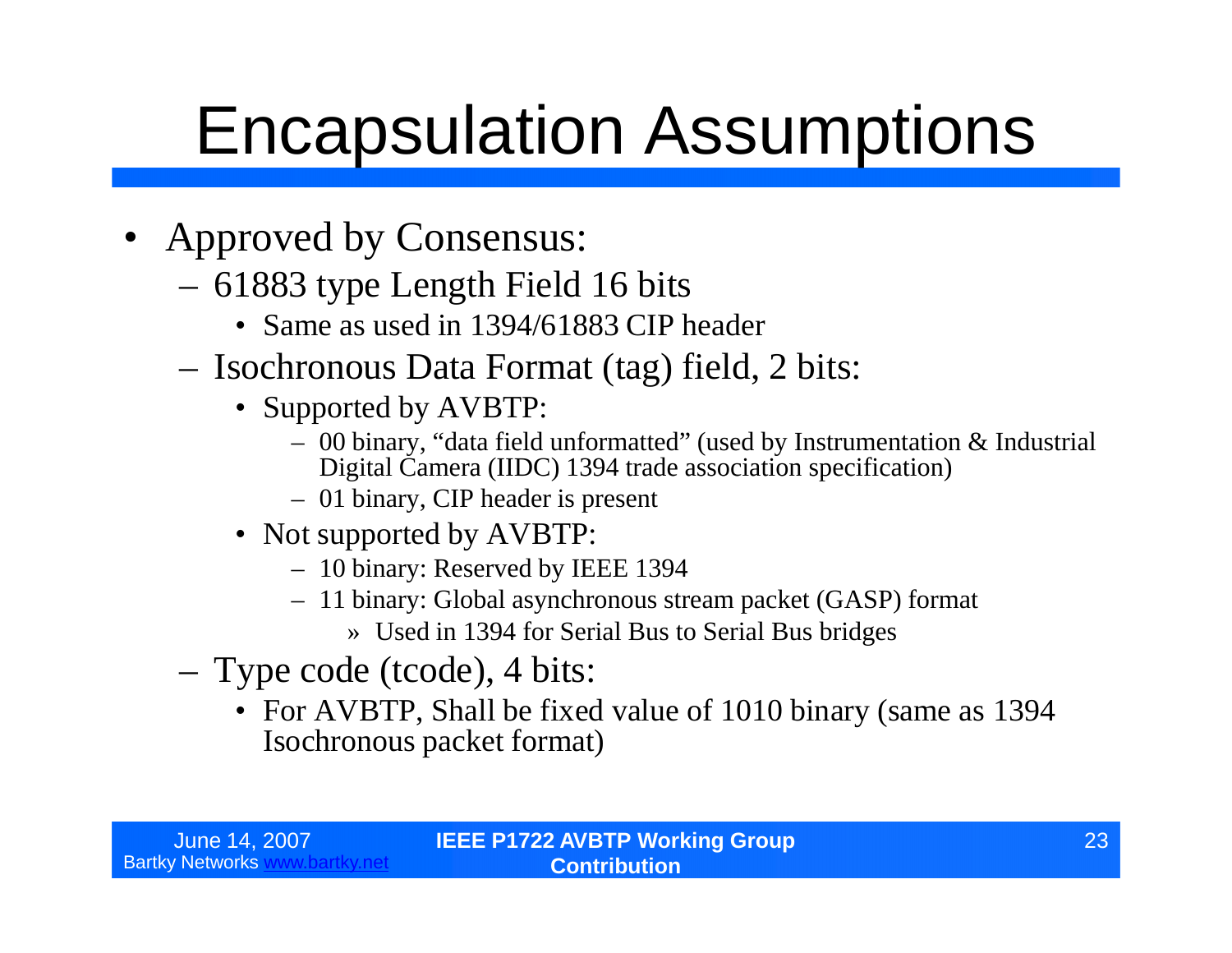# Encapsulation Assumptions

- Approved by Consensus:
  - 61883 type Length Field 16 bits
    - Same as used in 1394/61883 CIP header
  - Isochronous Data Format (tag) field, 2 bits:
    - Supported by AVBTP:
      - 00 binary, "data field unformatted" (used by Instrumentation & Industrial Digital Camera (IIDC) 1394 trade association specification)
      - 01 binary, CIP header is present
    - Not supported by AVBTP:
      - 10 binary: Reserved by IEEE 1394
      - 11 binary: Global asynchronous stream packet (GASP) format
        - » Used in 1394 for Serial Bus to Serial Bus bridges
  - Type code (tcode), 4 bits:
    - For AVBTP, Shall be fixed value of 1010 binary (same as 1394 Isochronous packet format)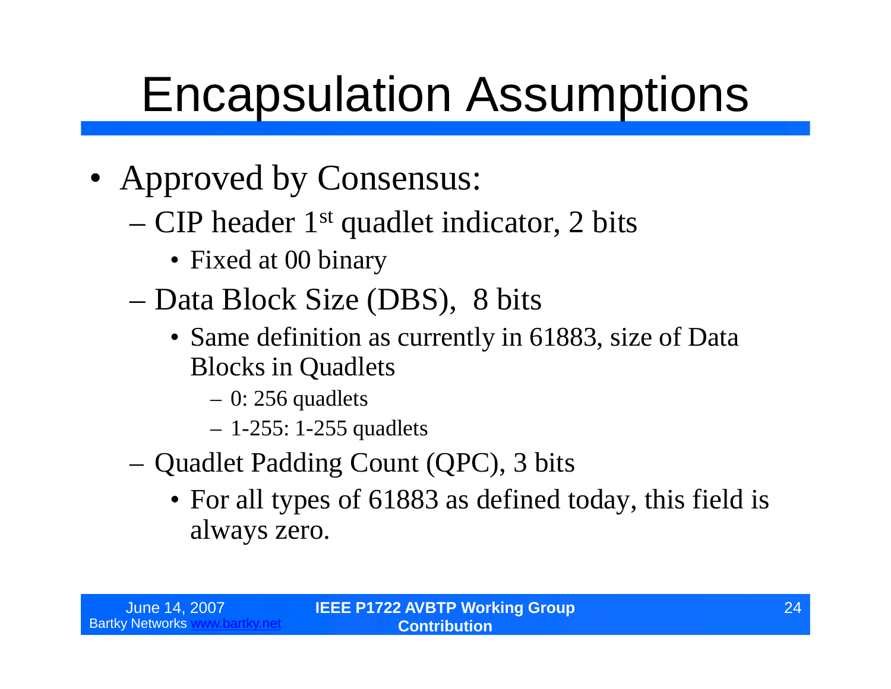# Encapsulation Assumptions

- Approved by Consensus:
  - CIP header 1st quadlet indicator, 2 bits
    - Fixed at 00 binary
  - Data Block Size (DBS), 8 bits
    - Same definition as currently in 61883, size of Data Blocks in Quadlets
      - 0: 256 quadlets
      - 1-255: 1-255 quadlets
  - Quadlet Padding Count (QPC), 3 bits
    - For all types of 61883 as defined today, this field is always zero.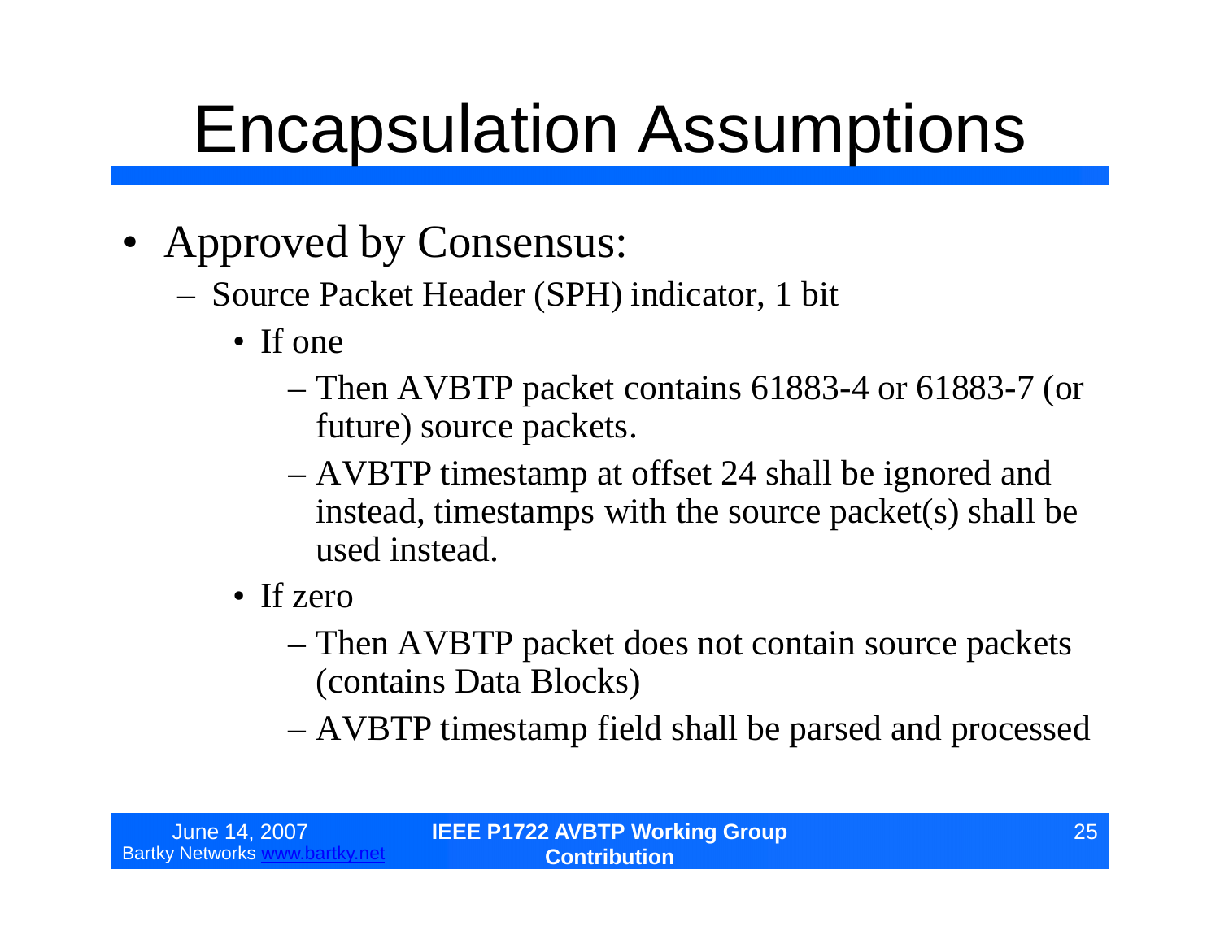# Encapsulation Assumptions

- Approved by Consensus:
  - Source Packet Header (SPH) indicator, 1 bit
    - If one
      - Then AVBTP packet contains 61883-4 or 61883-7 (or future) source packets.
      - AVBTP timestamp at offset 24 shall be ignored and instead, timestamps with the source packet(s) shall be used instead.
    - If zero
      - Then AVBTP packet does not contain source packets (contains Data Blocks)
      - AVBTP timestamp field shall be parsed and processed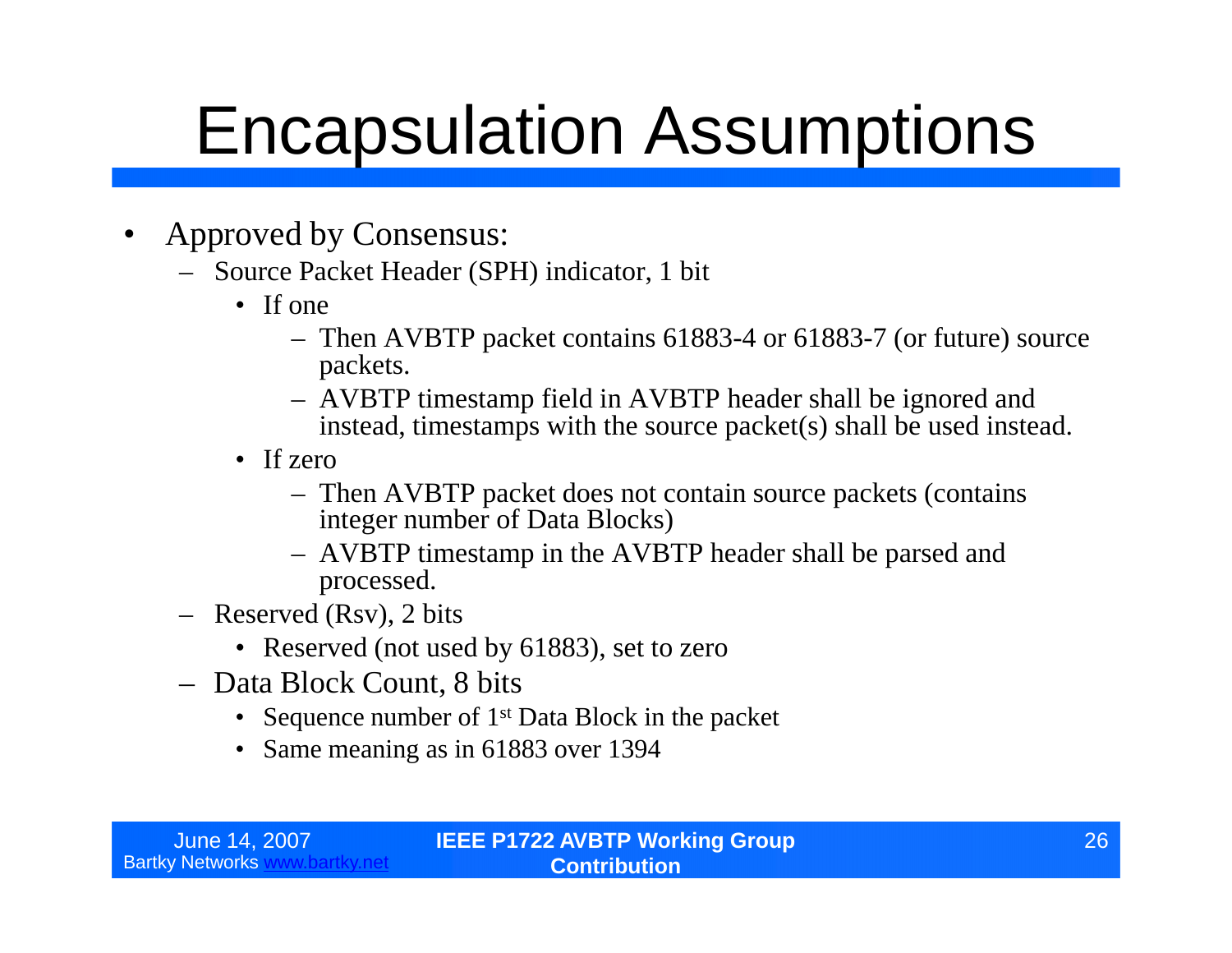# Encapsulation Assumptions

- Approved by Consensus:
  - Source Packet Header (SPH) indicator, 1 bit
    - If one
      - Then AVBTP packet contains 61883-4 or 61883-7 (or future) source packets.
      - AVBTP timestamp field in AVBTP header shall be ignored and instead, timestamps with the source packet(s) shall be used instead.
    - If zero
      - Then AVBTP packet does not contain source packets (contains integer number of Data Blocks)
      - AVBTP timestamp in the AVBTP header shall be parsed and processed.
  - Reserved (Rsv), 2 bits
    - Reserved (not used by 61883), set to zero
  - Data Block Count, 8 bits
    - Sequence number of 1st Data Block in the packet
    - Same meaning as in 61883 over 1394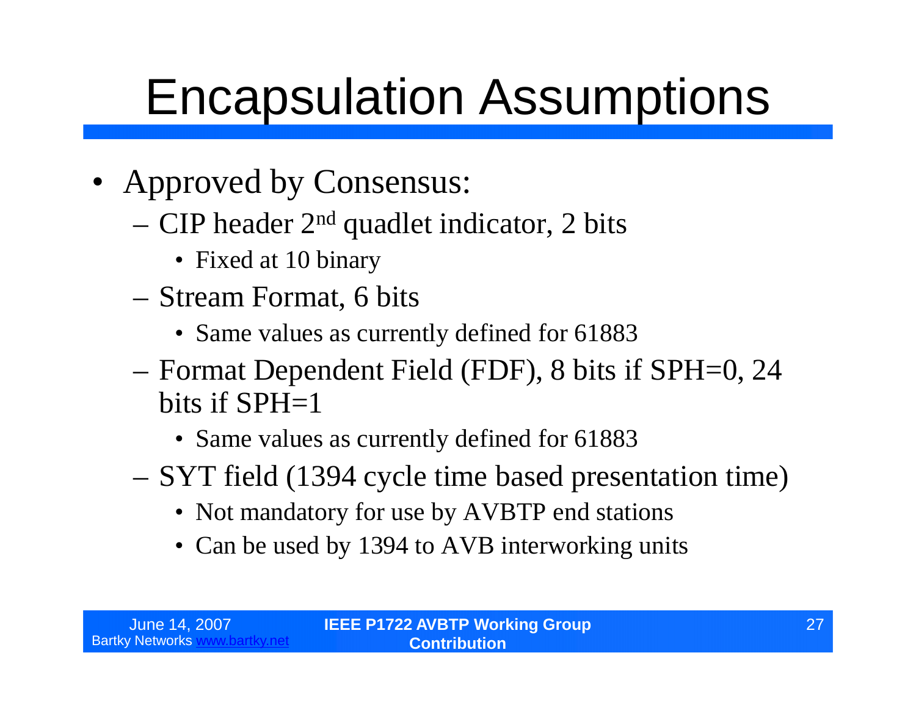# Encapsulation Assumptions

- Approved by Consensus:
  - CIP header 2nd quadlet indicator, 2 bits
    - Fixed at 10 binary
  - Stream Format, 6 bits
    - Same values as currently defined for 61883
  - Format Dependent Field (FDF), 8 bits if SPH=0, 24 bits if SPH=1
    - Same values as currently defined for 61883
  - SYT field (1394 cycle time based presentation time)
    - Not mandatory for use by AVBTP end stations
    - Can be used by 1394 to AVB interworking units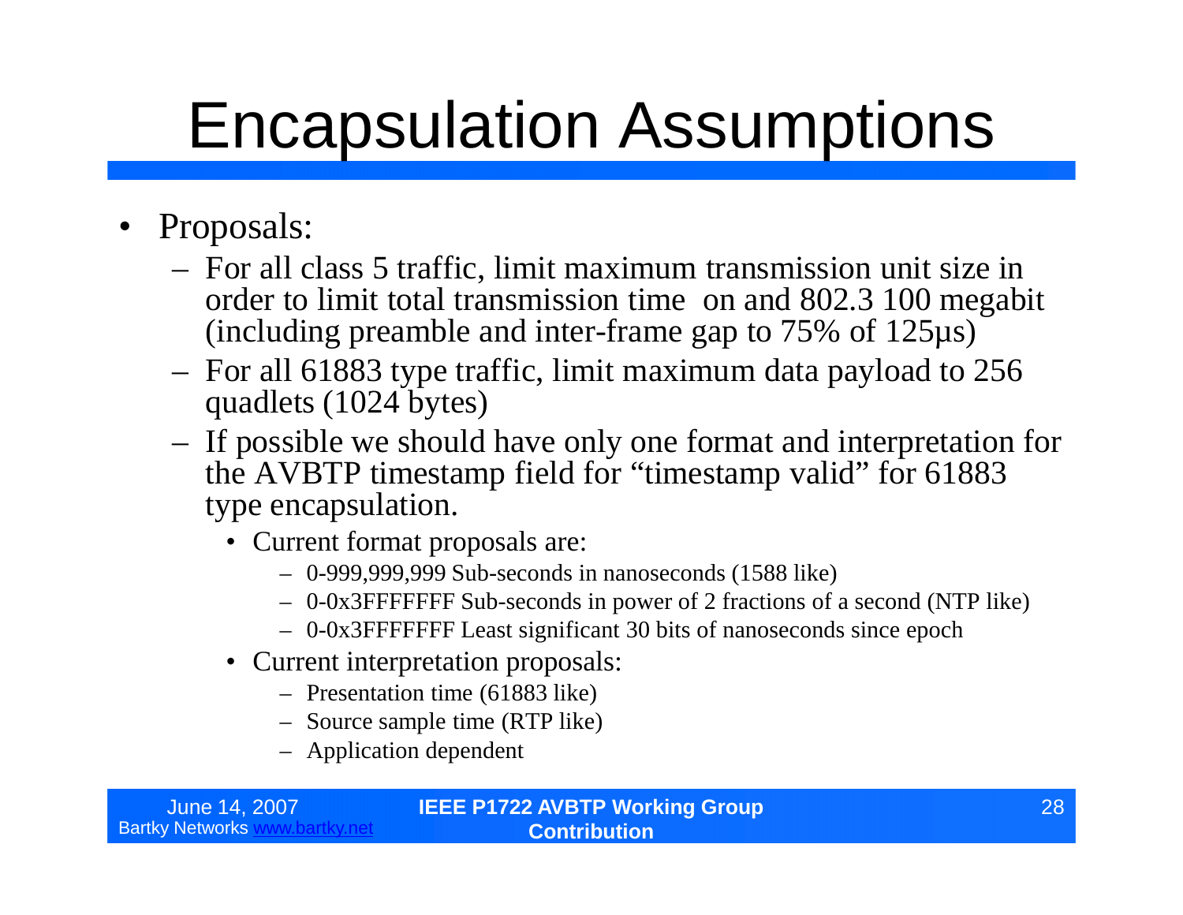# Encapsulation Assumptions

- Proposals:
  - For all class 5 traffic, limit maximum transmission unit size in order to limit total transmission time  on and 802.3 100 megabit (including preamble and inter-frame gap to 75% of 125μs)
  - For all 61883 type traffic, limit maximum data payload to 256 quadlets (1024 bytes)
  - If possible we should have only one format and interpretation for the AVBTP timestamp field for "timestamp valid" for 61883 type encapsulation.
    - Current format proposals are:
      - 0-999,999,999 Sub-seconds in nanoseconds (1588 like)
      - 0-0x3FFFFFFF Sub-seconds in power of 2 fractions of a second (NTP like)
      - 0-0x3FFFFFFF Least significant 30 bits of nanoseconds since epoch
    - Current interpretation proposals:
      - Presentation time (61883 like)
      - Source sample time (RTP like)
      - Application dependent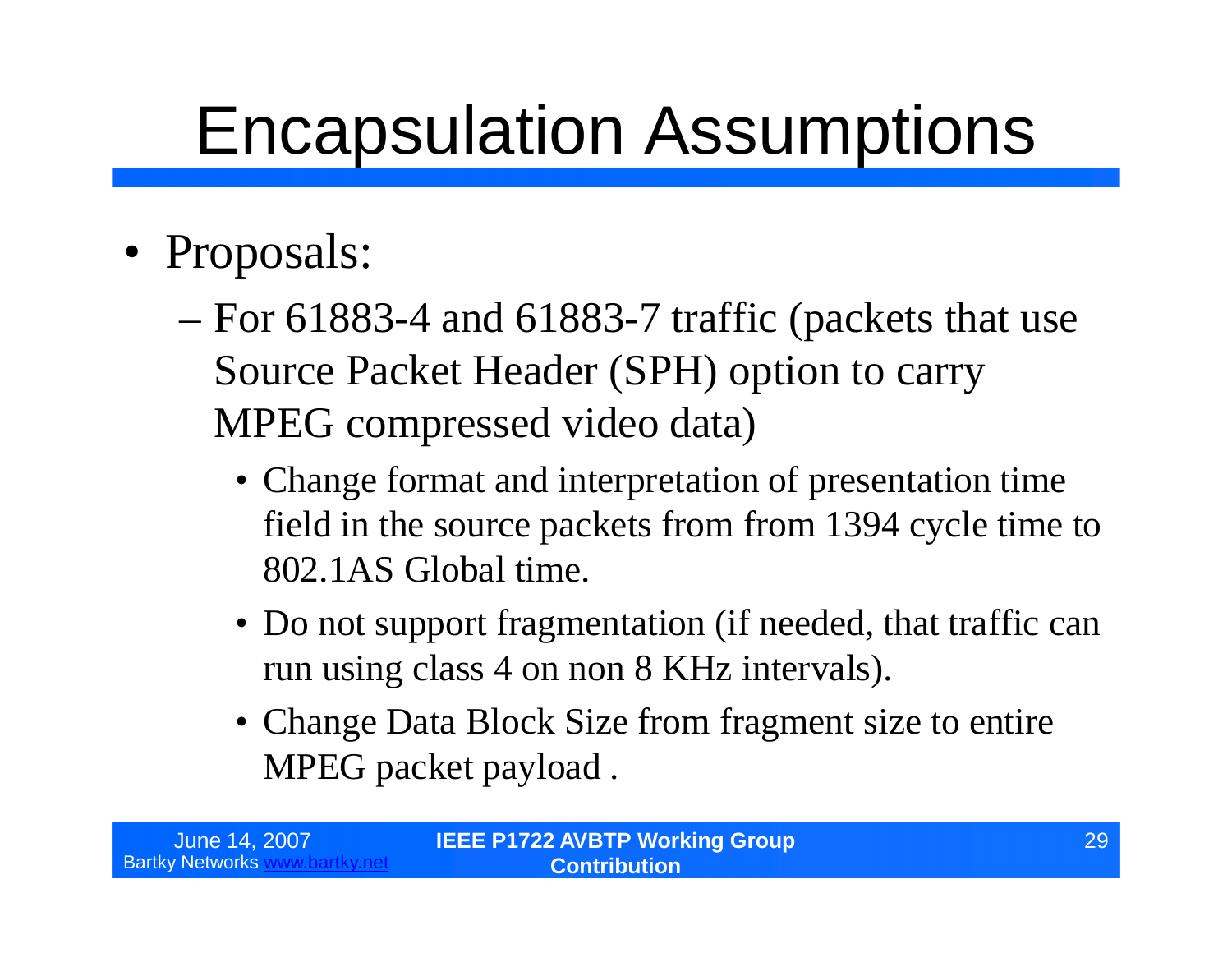# Encapsulation Assumptions

- Proposals:
  - For 61883-4 and 61883-7 traffic (packets that use Source Packet Header (SPH) option to carry MPEG compressed video data)
    - Change format and interpretation of presentation time field in the source packets from from 1394 cycle time to 802.1AS Global time.
    - Do not support fragmentation (if needed, that traffic can run using class 4 on non 8 KHz intervals).
    - Change Data Block Size from fragment size to entire MPEG packet payload .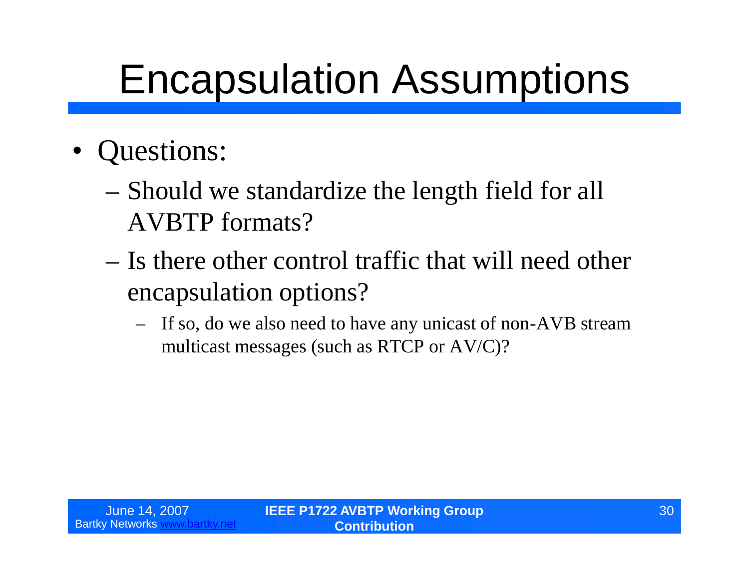# Encapsulation Assumptions

- Questions:
  - Should we standardize the length field for all AVBTP formats?
  - Is there other control traffic that will need other encapsulation options?
    - If so, do we also need to have any unicast of non-AVB stream multicast messages (such as RTCP or AV/C)?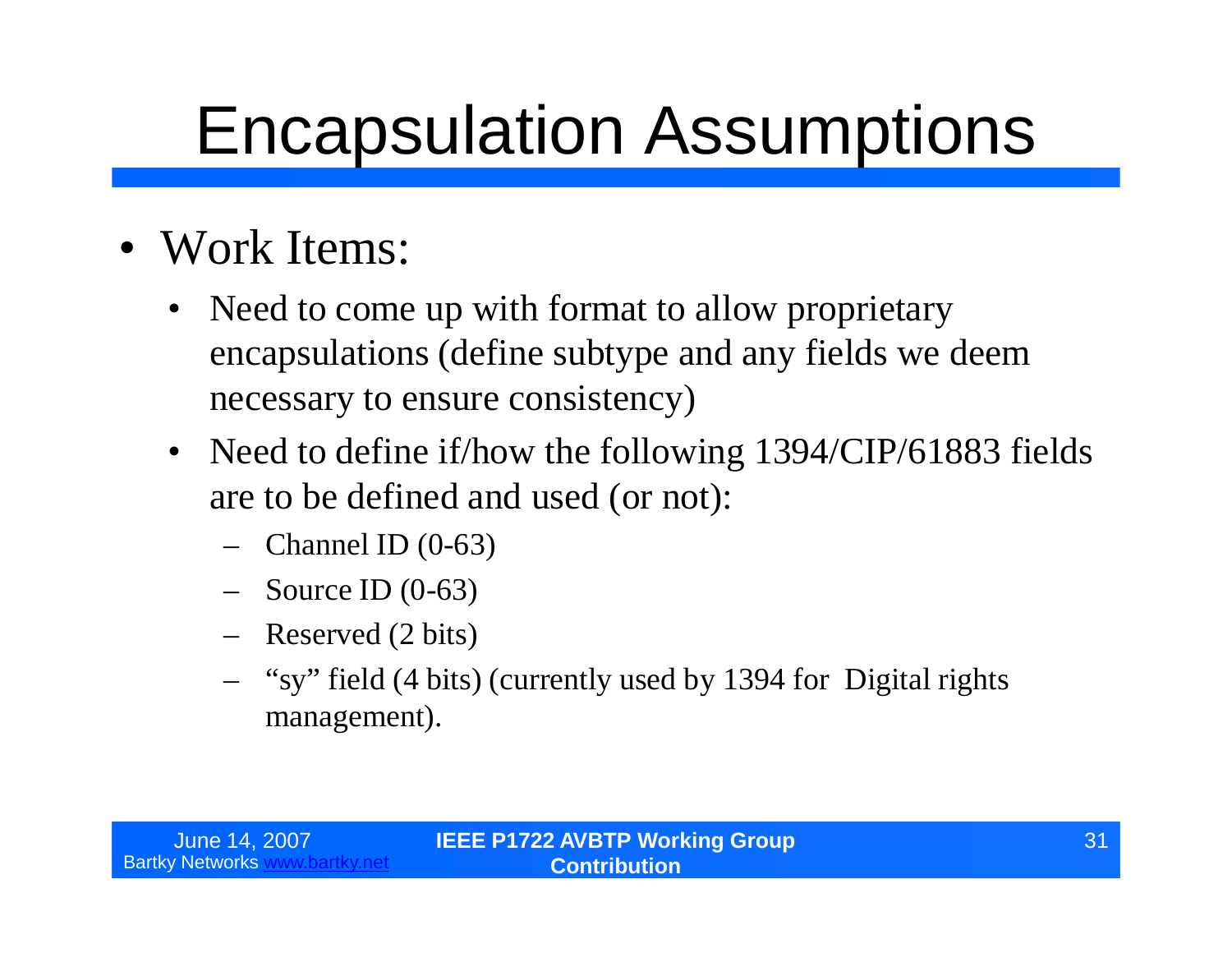# Encapsulation Assumptions

- Work Items:
  - Need to come up with format to allow proprietary encapsulations (define subtype and any fields we deem necessary to ensure consistency)
  - Need to define if/how the following 1394/CIP/61883 fields are to be defined and used (or not):
    - Channel ID (0-63)
    - Source ID (0-63)
    - Reserved (2 bits)
    - "sy" field (4 bits) (currently used by 1394 for Digital rights management).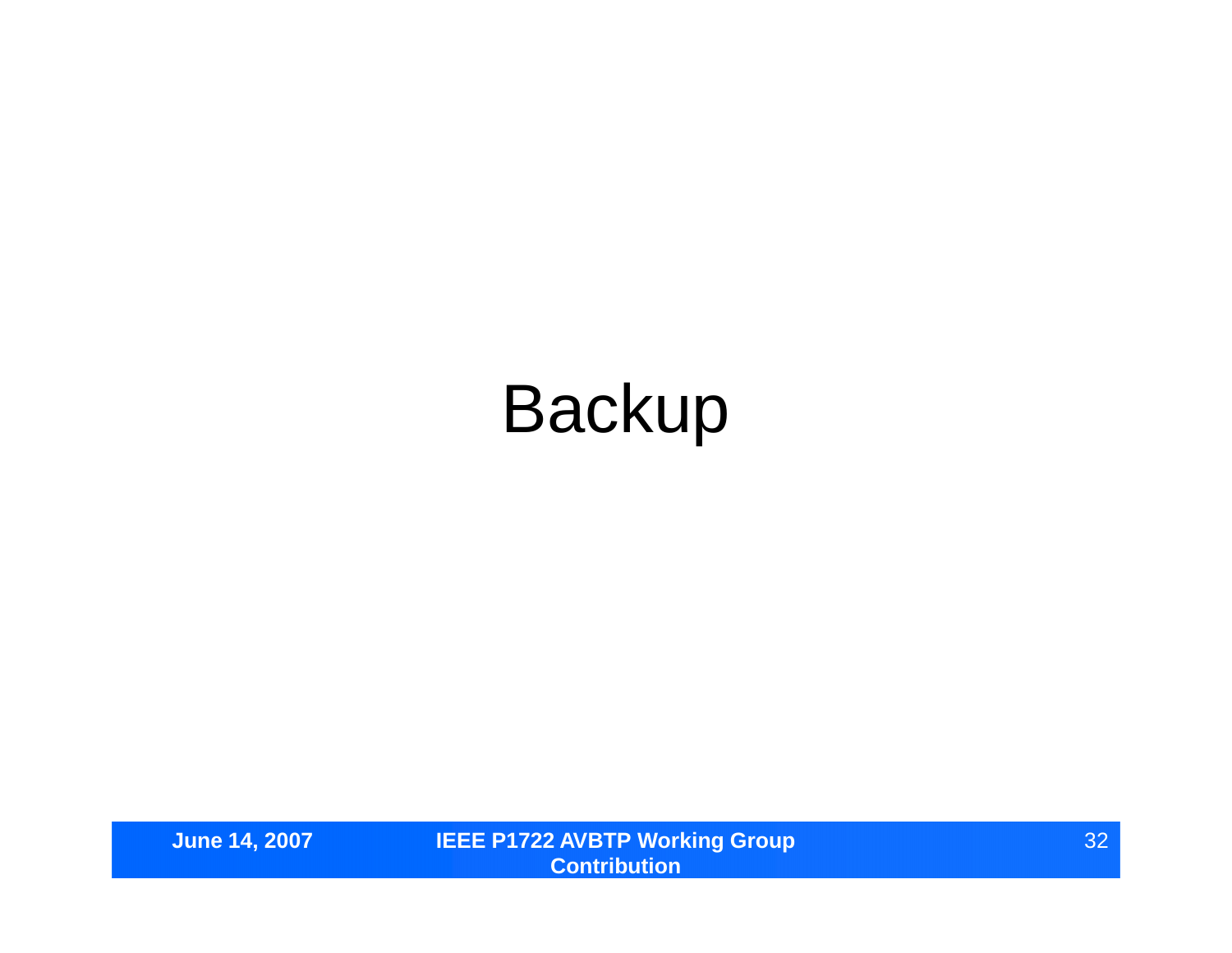# Backup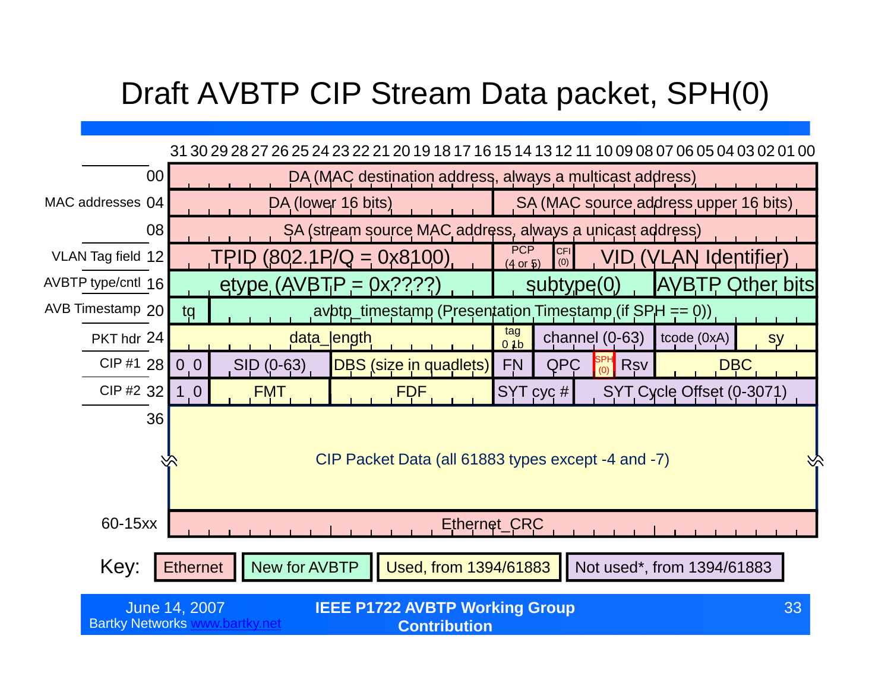# Draft AVBTP CIP Stream Data packet, SPH(0)

| Label | Offset | Bits 31–16 | | | | Bits 15–00 | | | |
|---|---|---|---|---|---|---|---|---|---|
| | 00 | DA (MAC destination address, always a multicast address) | | | | | | | |
| MAC addresses | 04 | DA (lower 16 bits) | | | | SA (MAC source address upper 16 bits) | | | |
| | 08 | SA (stream source MAC address, always a unicast address) | | | | | | | |
| VLAN Tag field | 12 | TPID (802.1P/Q = 0x8100) | | | | PCP (4 or 5) | CFI (0) | VID (VLAN Identifier) | |
| AVBTP type/cntl | 16 | etype (AVBTP = 0x????) | | | | subtype(0) | | AVBTP Other bits | |
| AVB Timestamp | 20 | tq | avbtp_timestamp (Presentation Timestamp (if SPH == 0)) | | | | | | |
| PKT hdr | 24 | data_length | | | | tag 0 1b | channel (0-63) | tcode (0xA) | sy |
| CIP #1 | 28 | 0 0 | SID (0-63) | DBS (size in quadlets) | | FN | QPC | SPH (0) Rsv | DBC |
| CIP #2 | 32 | 1 0 | FMT | FDF | | SYT cyc # | SYT Cycle Offset (0-3071) | | |
| | 36 | CIP Packet Data (all 61883 types except -4 and -7) | | | | | | | |
| | 60-15xx | Ethernet_CRC | | | | | | | |

Key: Ethernet | New for AVBTP | Used, from 1394/61883 | Not used*, from 1394/61883

June 14, 2007
Bartky Networks www.bartky.net

IEEE P1722 AVBTP Working Group Contribution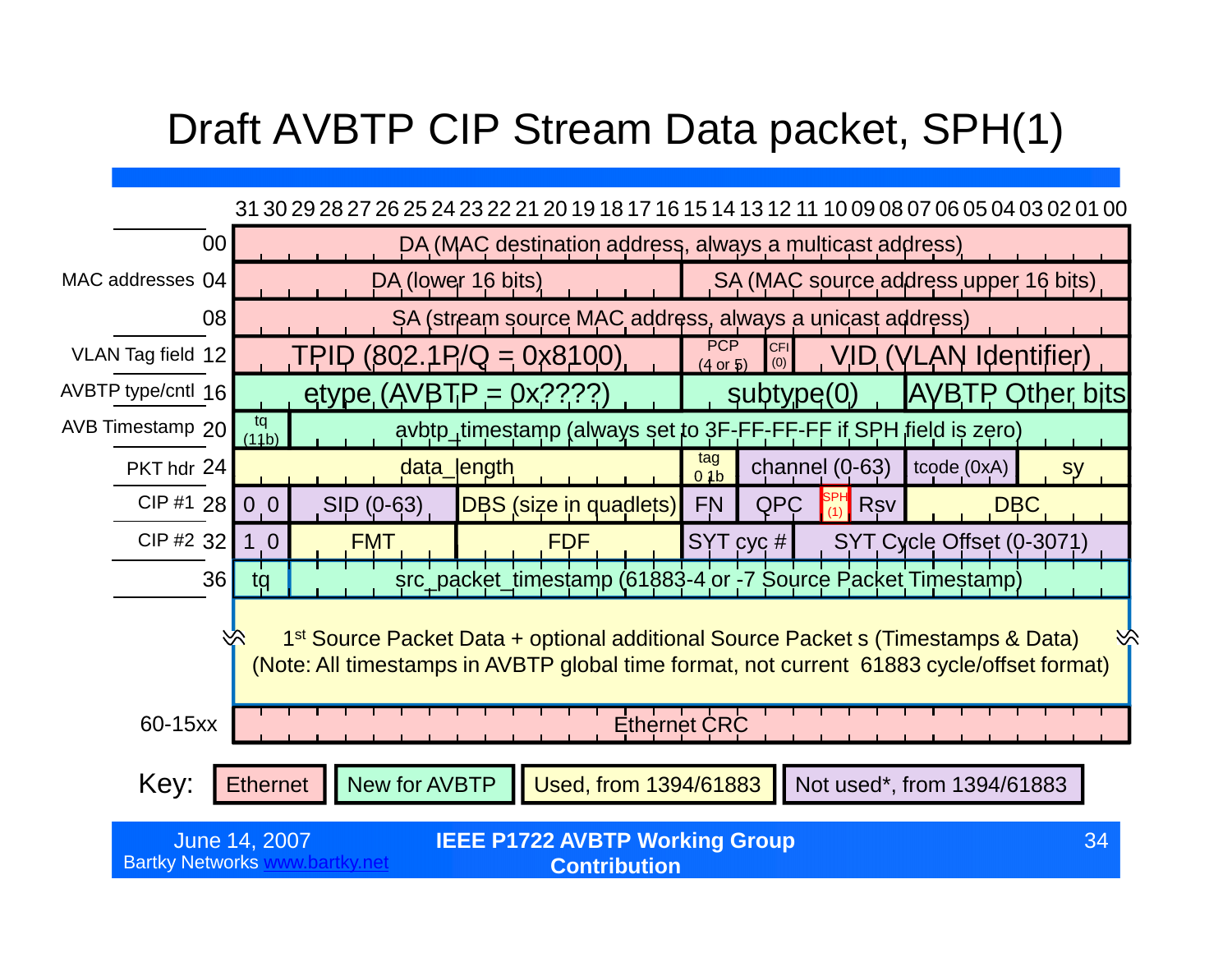# Draft AVBTP CIP Stream Data packet, SPH(1)

| Offset | 31–24 | 23–16 | 15–08 | 07–00 |
|---|---|---|---|---|
| 00 (MAC addresses) | DA (MAC destination address, always a multicast address) | | | |
| 04 | DA (lower 16 bits) | | SA (MAC source address upper 16 bits) | |
| 08 | SA (stream source MAC address, always a unicast address) | | | |
| 12 (VLAN Tag field) | TPID (802.1P/Q = 0x8100) | | PCP (4 or 5) / CFI (0) / VID (VLAN Identifier) | |
| 16 (AVBTP type/cntl) | etype (AVBTP = 0x????) | | subtype(0) | AVBTP Other bits |
| 20 (AVB Timestamp) | tq (11b) / avbtp_timestamp (always set to 3F-FF-FF-FF if SPH field is zero) | | | |
| 24 (PKT hdr) | data_length | | tag 0 1b / channel (0-63) | tcode (0xA) / sy |
| 28 (CIP #1) | 0 0 / SID (0-63) | DBS (size in quadlets) | FN / QPC / SPH (1) / Rsv | DBC |
| 32 (CIP #2) | 1 0 / FMT | FDF | SYT cyc # / SYT Cycle Offset (0-3071) | |
| 36 | tq / src_packet_timestamp (61883-4 or -7 Source Packet Timestamp) | | | |
| | 1st Source Packet Data + optional additional Source Packet s (Timestamps & Data) (Note: All timestamps in AVBTP global time format, not current 61883 cycle/offset format) | | | |
| 60-15xx | Ethernet CRC | | | |

Key: Ethernet | New for AVBTP | Used, from 1394/61883 | Not used*, from 1394/61883

June 14, 2007
Bartky Networks www.bartky.net

IEEE P1722 AVBTP Working Group Contribution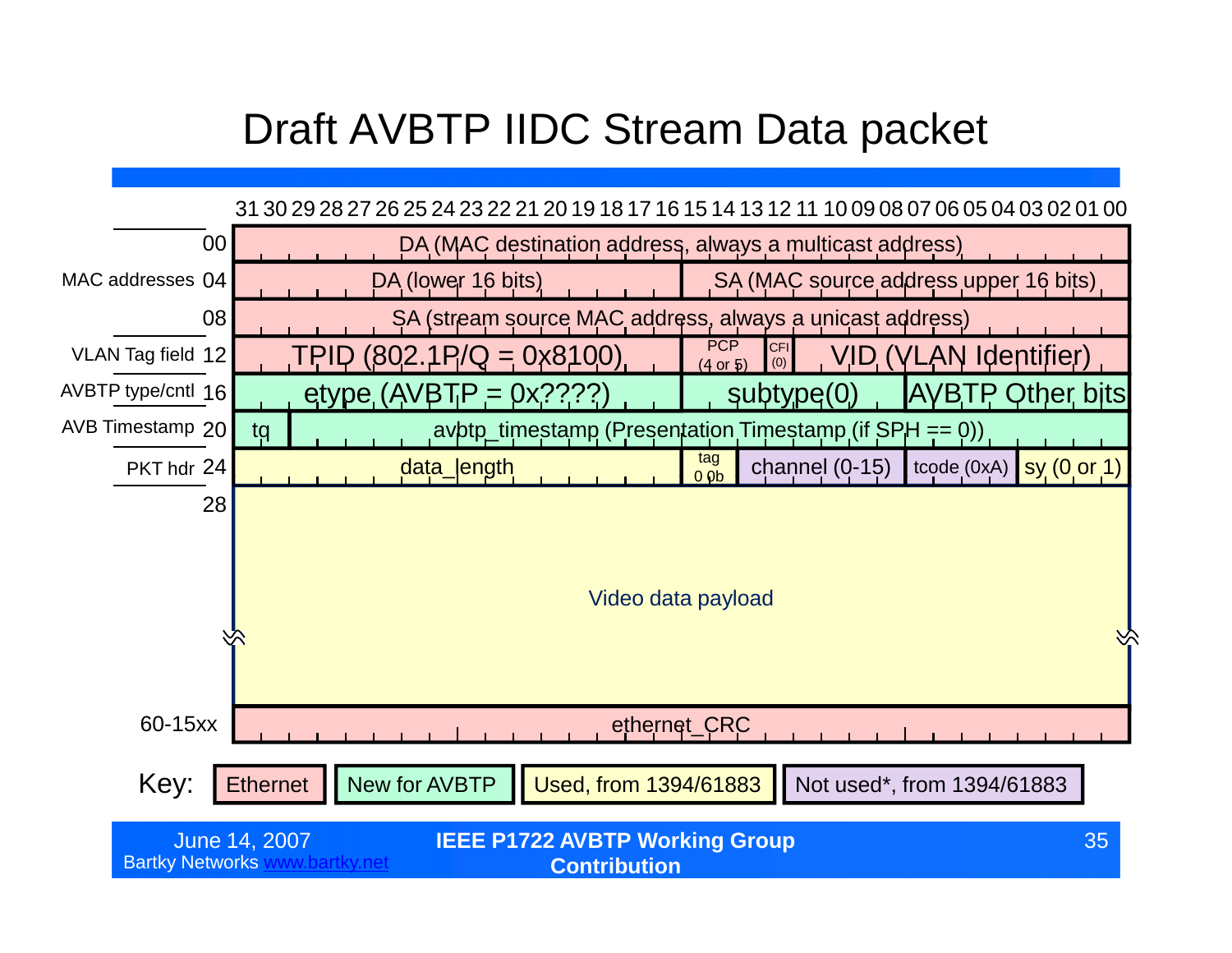# Draft AVBTP IIDC Stream Data packet

| Offset | | Bits 31–16 | | Bits 15–00 | | | |
|---|---|---|---|---|---|---|---|
| | 00 | DA (MAC destination address, always a multicast address) | | | | | |
| MAC addresses | 04 | DA (lower 16 bits) | | SA (MAC source address upper 16 bits) | | | |
| | 08 | SA (stream source MAC address, always a unicast address) | | | | | |
| VLAN Tag field | 12 | TPID (802.1P/Q = 0x8100) | | PCP (4 or 5) | CFI (0) | VID (VLAN Identifier) | |
| AVBTP type/cntl | 16 | etype (AVBTP = 0x????) | | subtype(0) | | AVBTP Other bits | |
| AVB Timestamp | 20 | tq | avbtp_timestamp (Presentation Timestamp (if SPH == 0)) | | | | |
| PKT hdr | 24 | data_length | | tag 0 0b | channel (0-15) | tcode (0xA) | sy (0 or 1) |
| | 28 | Video data payload | | | | | |
| | 60-15xx | ethernet_CRC | | | | | |

Bit numbering: 31 30 29 28 27 26 25 24 23 22 21 20 19 18 17 16 15 14 13 12 11 10 09 08 07 06 05 04 03 02 01 00

Key: Ethernet | New for AVBTP | Used, from 1394/61883 | Not used*, from 1394/61883

June 14, 2007
Bartky Networks www.bartky.net

IEEE P1722 AVBTP Working Group Contribution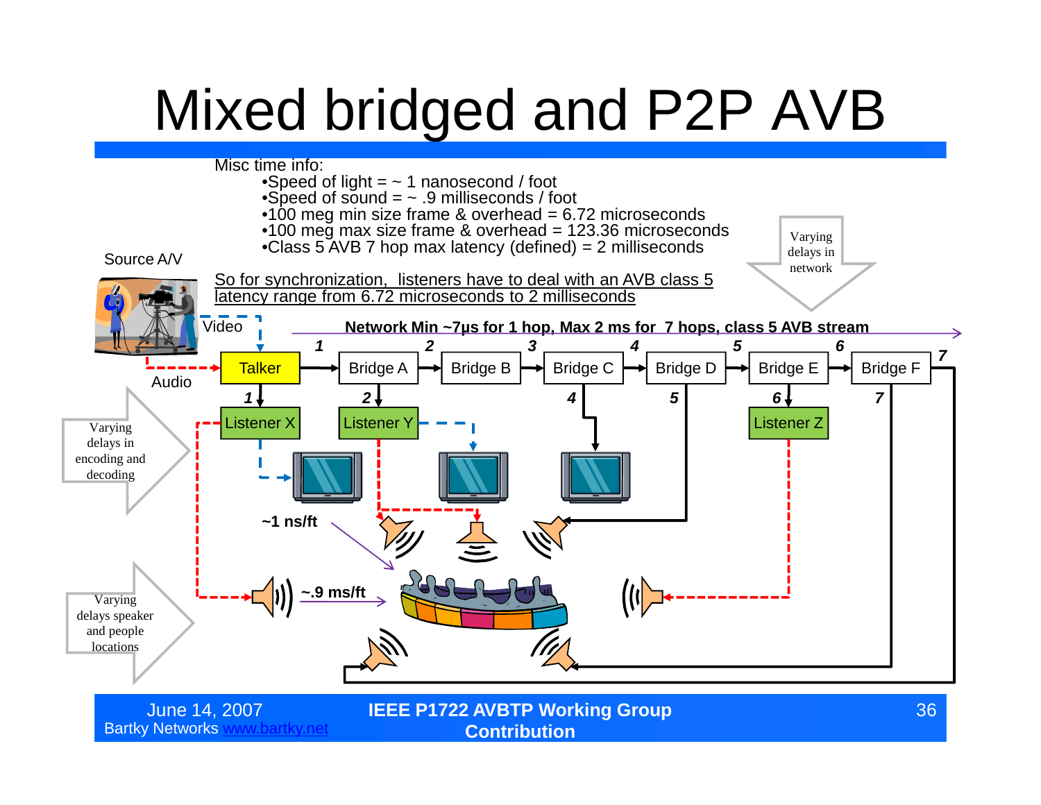# Mixed bridged and P2P AVB

Misc time info:

- Speed of light = ~ 1 nanosecond / foot
- Speed of sound = ~ .9 milliseconds / foot
- 100 meg min size frame & overhead = 6.72 microseconds
- 100 meg max size frame & overhead = 123.36 microseconds
- Class 5 AVB 7 hop max latency (defined) = 2 milliseconds

So for synchronization, listeners have to deal with an AVB class 5 latency range from 6.72 microseconds to 2 milliseconds

Source A/V

Video

Audio

Varying delays in network

**Network Min ~7µs for 1 hop, Max 2 ms for 7 hops, class 5 AVB stream**

Talker → 1 → Bridge A → 2 → Bridge B → 3 → Bridge C → 4 → Bridge D → 5 → Bridge E → 6 → Bridge F → 7

Listener X (1), Listener Y (2), Listener Z (6)

4, 5, 7

Varying delays in encoding and decoding

**~1 ns/ft**

**~.9 ms/ft**

Varying delays speaker and people locations

June 14, 2007
Bartky Networks www.bartky.net

**IEEE P1722 AVBTP Working Group Contribution**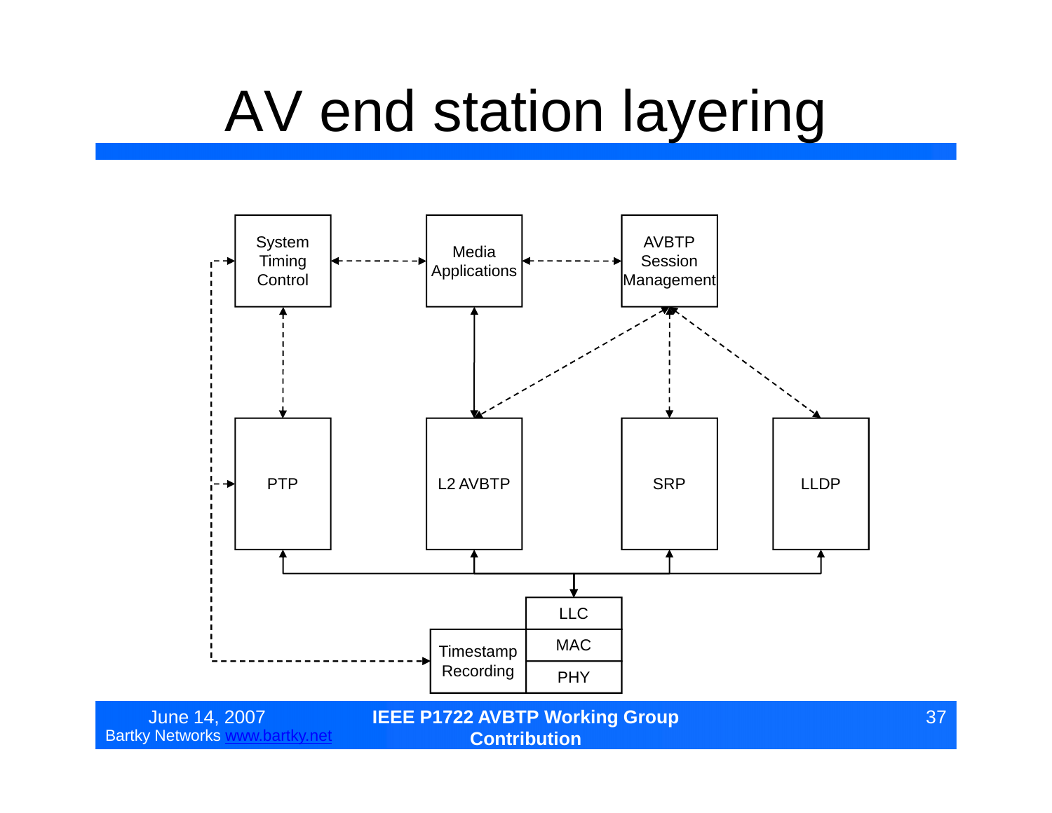# AV end station layering

System Timing Control

Media Applications

AVBTP Session Management

PTP

L2 AVBTP

SRP

LLDP

LLC

MAC

PHY

Timestamp Recording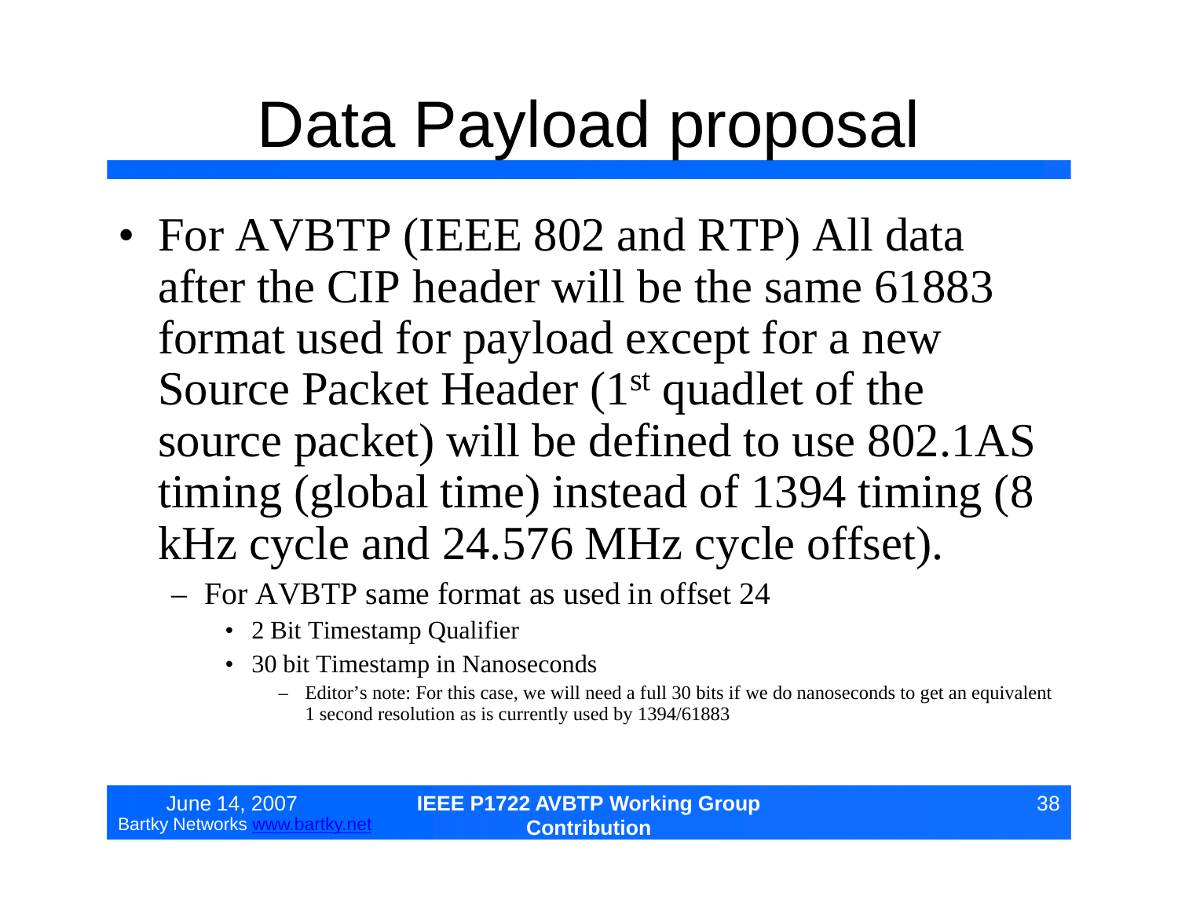# Data Payload proposal

- For AVBTP (IEEE 802 and RTP) All data after the CIP header will be the same 61883 format used for payload except for a new Source Packet Header (1st quadlet of the source packet) will be defined to use 802.1AS timing (global time) instead of 1394 timing (8 kHz cycle and 24.576 MHz cycle offset).
  - For AVBTP same format as used in offset 24
    - 2 Bit Timestamp Qualifier
    - 30 bit Timestamp in Nanoseconds
      - Editor's note: For this case, we will need a full 30 bits if we do nanoseconds to get an equivalent 1 second resolution as is currently used by 1394/61883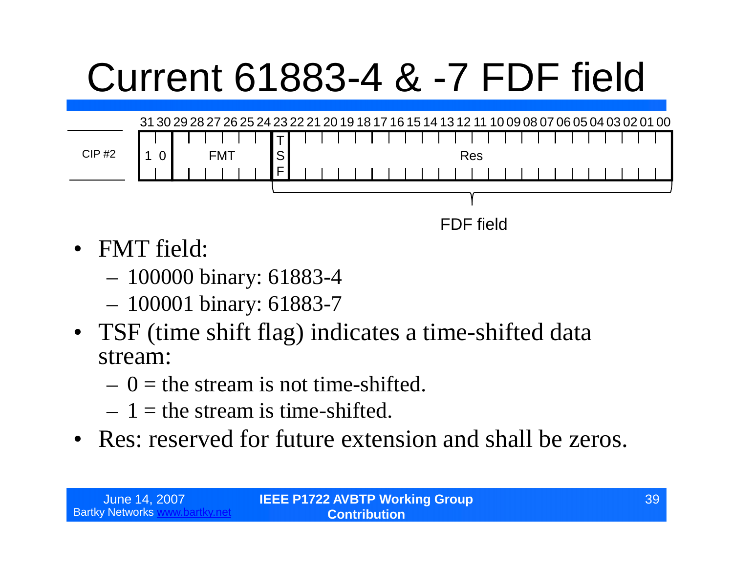# Current 61883-4 & -7 FDF field

31 30 29 28 27 26 25 24 23 22 21 20 19 18 17 16 15 14 13 12 11 10 09 08 07 06 05 04 03 02 01 00

CIP #2

1 0

FMT

TSF

Res

FDF field

- FMT field:
  - 100000 binary: 61883-4
  - 100001 binary: 61883-7
- TSF (time shift flag) indicates a time-shifted data stream:
  - 0 = the stream is not time-shifted.
  - 1 = the stream is time-shifted.
- Res: reserved for future extension and shall be zeros.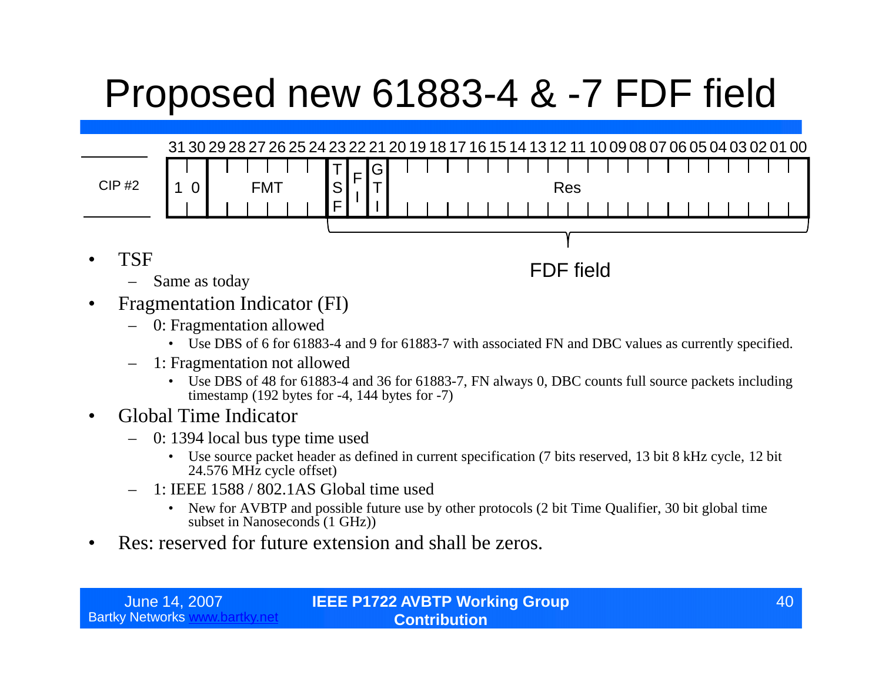# Proposed new 61883-4 & -7 FDF field

| | 31 | 30 | 29–24 | 23 | 22 | 21 | 20–00 |
|---|---|---|---|---|---|---|---|
| CIP #2 | 1 | 0 | FMT | TSF | FI | GTI | Res |

FDF field (bits 23–00)

- TSF
  - Same as today
- Fragmentation Indicator (FI)
  - 0: Fragmentation allowed
    - Use DBS of 6 for 61883-4 and 9 for 61883-7 with associated FN and DBC values as currently specified.
  - 1: Fragmentation not allowed
    - Use DBS of 48 for 61883-4 and 36 for 61883-7, FN always 0, DBC counts full source packets including timestamp (192 bytes for -4, 144 bytes for -7)
- Global Time Indicator
  - 0: 1394 local bus type time used
    - Use source packet header as defined in current specification (7 bits reserved, 13 bit 8 kHz cycle, 12 bit 24.576 MHz cycle offset)
  - 1: IEEE 1588 / 802.1AS Global time used
    - New for AVBTP and possible future use by other protocols (2 bit Time Qualifier, 30 bit global time subset in Nanoseconds (1 GHz))
- Res: reserved for future extension and shall be zeros.